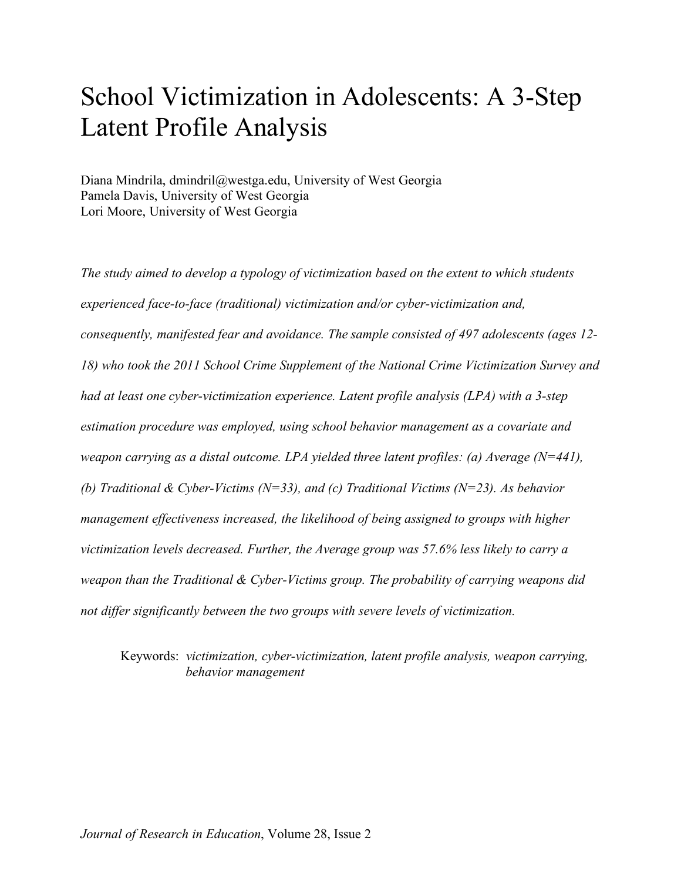# School Victimization in Adolescents: A 3-Step Latent Profile Analysis

Diana Mindrila, dmindril@westga.edu, University of West Georgia
Pamela Davis, University of West Georgia
Lori Moore, University of West Georgia

*The study aimed to develop a typology of victimization based on the extent to which students experienced face-to-face (traditional) victimization and/or cyber-victimization and, consequently, manifested fear and avoidance. The sample consisted of 497 adolescents (ages 12-18) who took the 2011 School Crime Supplement of the National Crime Victimization Survey and had at least one cyber-victimization experience. Latent profile analysis (LPA) with a 3-step estimation procedure was employed, using school behavior management as a covariate and weapon carrying as a distal outcome. LPA yielded three latent profiles: (a) Average (N=441), (b) Traditional & Cyber-Victims (N=33), and (c) Traditional Victims (N=23). As behavior management effectiveness increased, the likelihood of being assigned to groups with higher victimization levels decreased. Further, the Average group was 57.6% less likely to carry a weapon than the Traditional & Cyber-Victims group. The probability of carrying weapons did not differ significantly between the two groups with severe levels of victimization.*

Keywords: *victimization, cyber-victimization, latent profile analysis, weapon carrying, behavior management*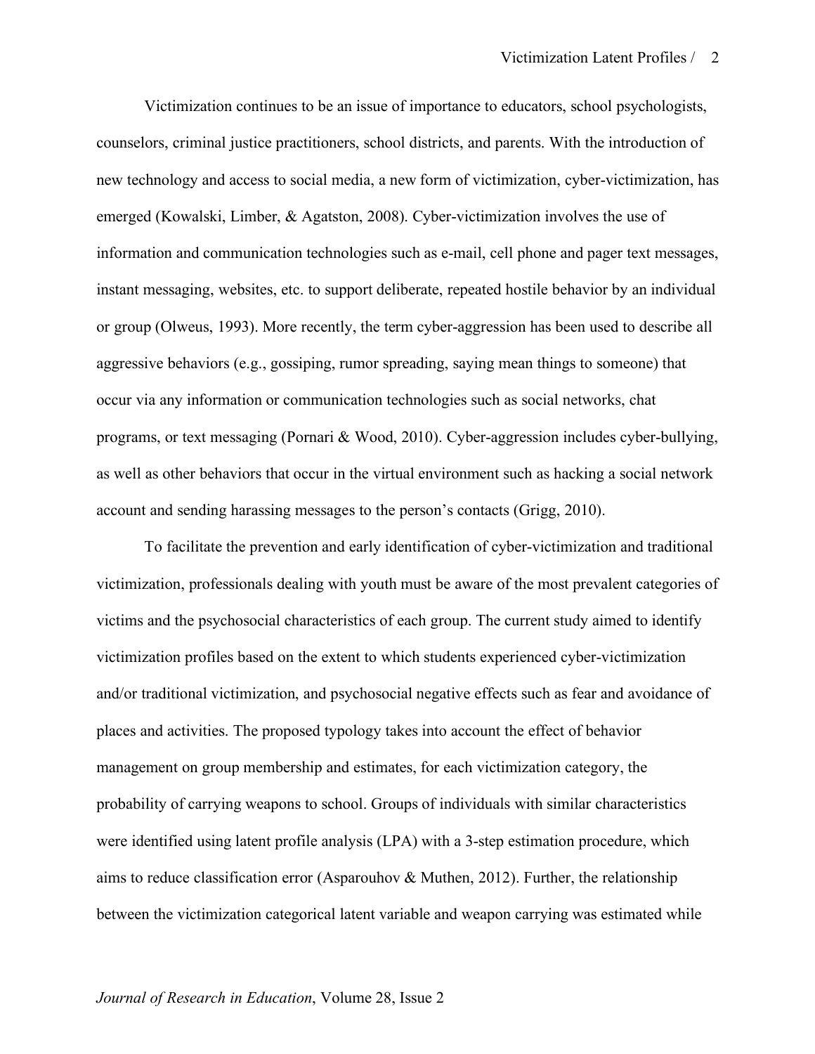Victimization continues to be an issue of importance to educators, school psychologists, counselors, criminal justice practitioners, school districts, and parents. With the introduction of new technology and access to social media, a new form of victimization, cyber-victimization, has emerged (Kowalski, Limber, & Agatston, 2008). Cyber-victimization involves the use of information and communication technologies such as e-mail, cell phone and pager text messages, instant messaging, websites, etc. to support deliberate, repeated hostile behavior by an individual or group (Olweus, 1993). More recently, the term cyber-aggression has been used to describe all aggressive behaviors (e.g., gossiping, rumor spreading, saying mean things to someone) that occur via any information or communication technologies such as social networks, chat programs, or text messaging (Pornari & Wood, 2010). Cyber-aggression includes cyber-bullying, as well as other behaviors that occur in the virtual environment such as hacking a social network account and sending harassing messages to the person's contacts (Grigg, 2010).

To facilitate the prevention and early identification of cyber-victimization and traditional victimization, professionals dealing with youth must be aware of the most prevalent categories of victims and the psychosocial characteristics of each group. The current study aimed to identify victimization profiles based on the extent to which students experienced cyber-victimization and/or traditional victimization, and psychosocial negative effects such as fear and avoidance of places and activities. The proposed typology takes into account the effect of behavior management on group membership and estimates, for each victimization category, the probability of carrying weapons to school. Groups of individuals with similar characteristics were identified using latent profile analysis (LPA) with a 3-step estimation procedure, which aims to reduce classification error (Asparouhov & Muthen, 2012). Further, the relationship between the victimization categorical latent variable and weapon carrying was estimated while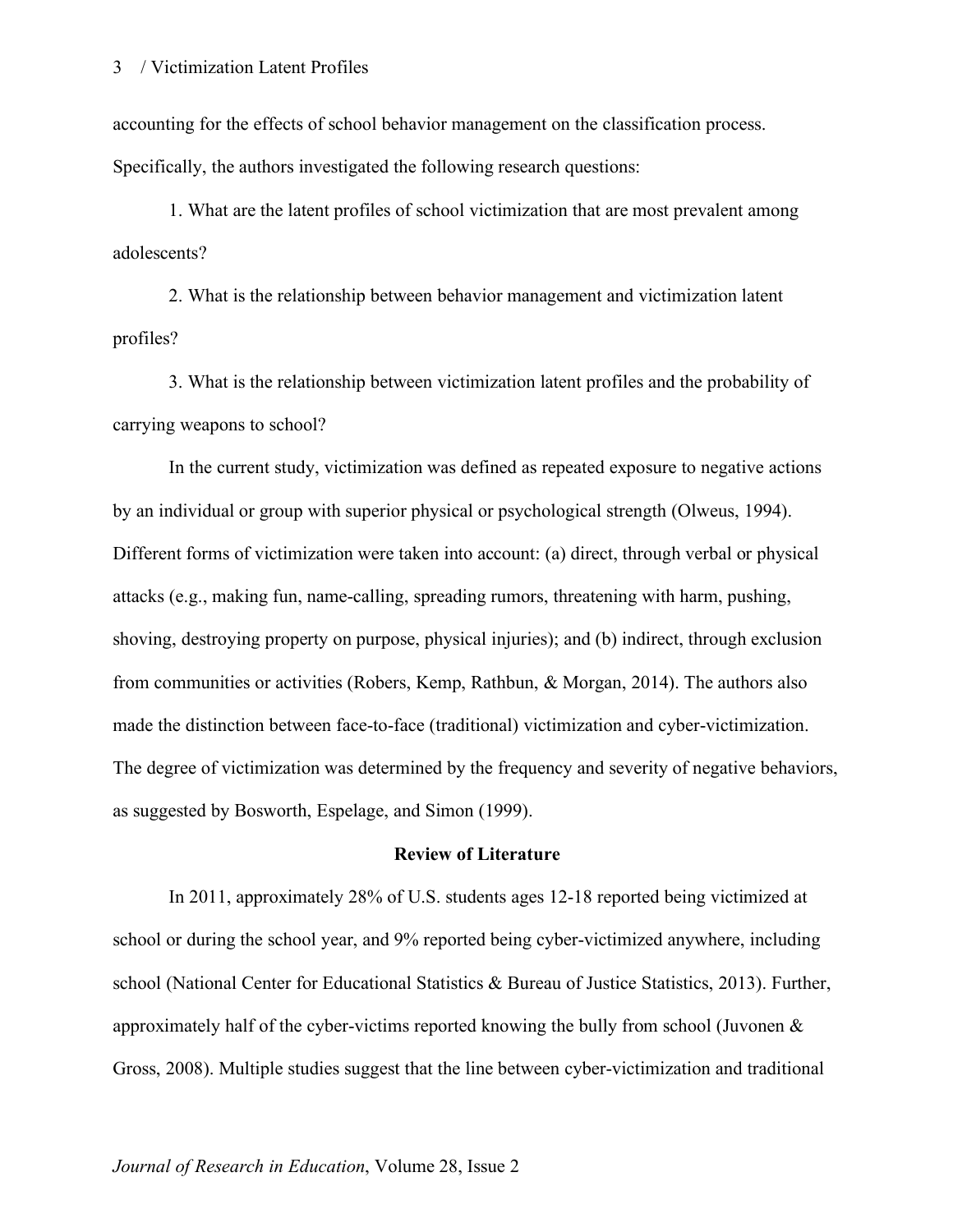accounting for the effects of school behavior management on the classification process. Specifically, the authors investigated the following research questions:

1. What are the latent profiles of school victimization that are most prevalent among adolescents?

2. What is the relationship between behavior management and victimization latent profiles?

3. What is the relationship between victimization latent profiles and the probability of carrying weapons to school?

In the current study, victimization was defined as repeated exposure to negative actions by an individual or group with superior physical or psychological strength (Olweus, 1994). Different forms of victimization were taken into account: (a) direct, through verbal or physical attacks (e.g., making fun, name-calling, spreading rumors, threatening with harm, pushing, shoving, destroying property on purpose, physical injuries); and (b) indirect, through exclusion from communities or activities (Robers, Kemp, Rathbun, & Morgan, 2014). The authors also made the distinction between face-to-face (traditional) victimization and cyber-victimization. The degree of victimization was determined by the frequency and severity of negative behaviors, as suggested by Bosworth, Espelage, and Simon (1999).

## Review of Literature

In 2011, approximately 28% of U.S. students ages 12-18 reported being victimized at school or during the school year, and 9% reported being cyber-victimized anywhere, including school (National Center for Educational Statistics & Bureau of Justice Statistics, 2013). Further, approximately half of the cyber-victims reported knowing the bully from school (Juvonen & Gross, 2008). Multiple studies suggest that the line between cyber-victimization and traditional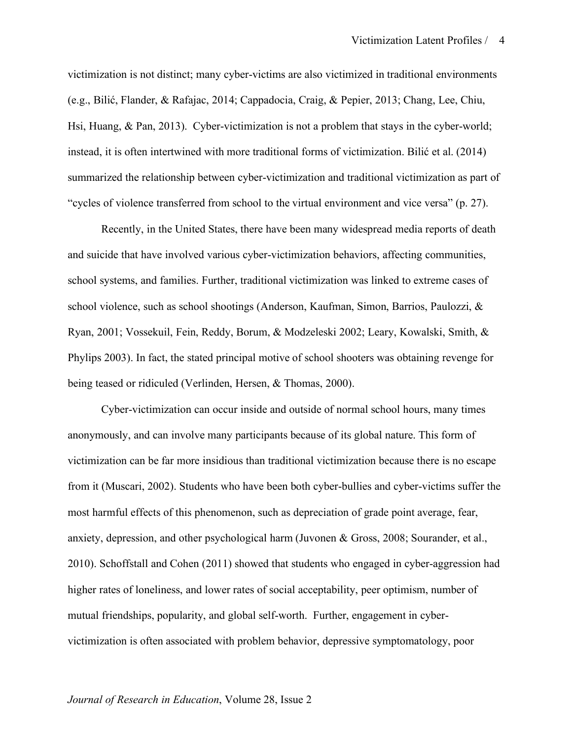victimization is not distinct; many cyber-victims are also victimized in traditional environments (e.g., Bilić, Flander, & Rafajac, 2014; Cappadocia, Craig, & Pepier, 2013; Chang, Lee, Chiu, Hsi, Huang, & Pan, 2013). Cyber-victimization is not a problem that stays in the cyber-world; instead, it is often intertwined with more traditional forms of victimization. Bilić et al. (2014) summarized the relationship between cyber-victimization and traditional victimization as part of "cycles of violence transferred from school to the virtual environment and vice versa" (p. 27).

Recently, in the United States, there have been many widespread media reports of death and suicide that have involved various cyber-victimization behaviors, affecting communities, school systems, and families. Further, traditional victimization was linked to extreme cases of school violence, such as school shootings (Anderson, Kaufman, Simon, Barrios, Paulozzi, & Ryan, 2001; Vossekuil, Fein, Reddy, Borum, & Modzeleski 2002; Leary, Kowalski, Smith, & Phylips 2003). In fact, the stated principal motive of school shooters was obtaining revenge for being teased or ridiculed (Verlinden, Hersen, & Thomas, 2000).

Cyber-victimization can occur inside and outside of normal school hours, many times anonymously, and can involve many participants because of its global nature. This form of victimization can be far more insidious than traditional victimization because there is no escape from it (Muscari, 2002). Students who have been both cyber-bullies and cyber-victims suffer the most harmful effects of this phenomenon, such as depreciation of grade point average, fear, anxiety, depression, and other psychological harm (Juvonen & Gross, 2008; Sourander, et al., 2010). Schoffstall and Cohen (2011) showed that students who engaged in cyber-aggression had higher rates of loneliness, and lower rates of social acceptability, peer optimism, number of mutual friendships, popularity, and global self-worth. Further, engagement in cyber-victimization is often associated with problem behavior, depressive symptomatology, poor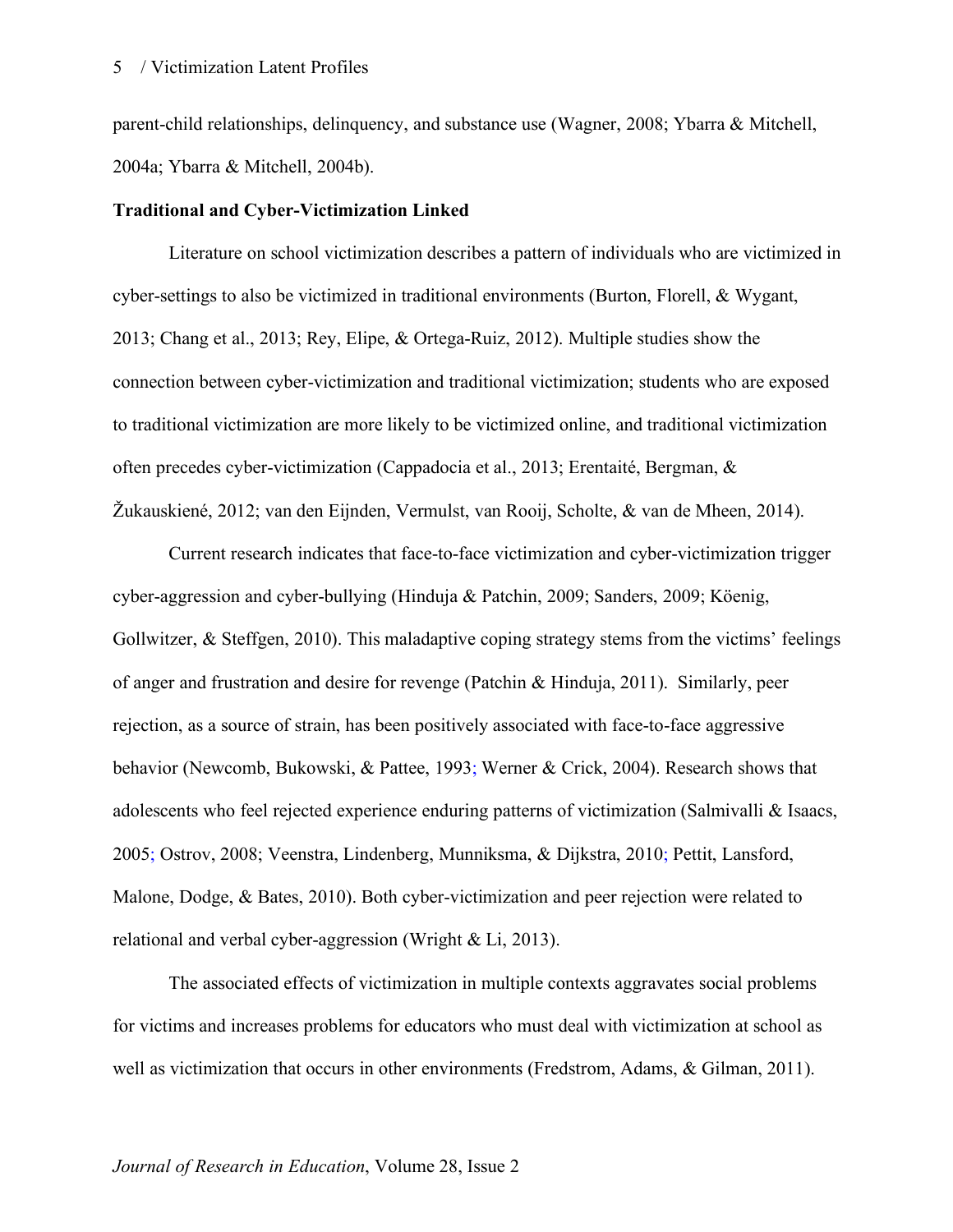parent-child relationships, delinquency, and substance use (Wagner, 2008; Ybarra & Mitchell, 2004a; Ybarra & Mitchell, 2004b).

**Traditional and Cyber-Victimization Linked**

Literature on school victimization describes a pattern of individuals who are victimized in cyber-settings to also be victimized in traditional environments (Burton, Florell, & Wygant, 2013; Chang et al., 2013; Rey, Elipe, & Ortega-Ruiz, 2012). Multiple studies show the connection between cyber-victimization and traditional victimization; students who are exposed to traditional victimization are more likely to be victimized online, and traditional victimization often precedes cyber-victimization (Cappadocia et al., 2013; Erentaité, Bergman, & Žukauskiené, 2012; van den Eijnden, Vermulst, van Rooij, Scholte, & van de Mheen, 2014).

Current research indicates that face-to-face victimization and cyber-victimization trigger cyber-aggression and cyber-bullying (Hinduja & Patchin, 2009; Sanders, 2009; Köenig, Gollwitzer, & Steffgen, 2010). This maladaptive coping strategy stems from the victims' feelings of anger and frustration and desire for revenge (Patchin & Hinduja, 2011). Similarly, peer rejection, as a source of strain, has been positively associated with face-to-face aggressive behavior (Newcomb, Bukowski, & Pattee, 1993; Werner & Crick, 2004). Research shows that adolescents who feel rejected experience enduring patterns of victimization (Salmivalli & Isaacs, 2005; Ostrov, 2008; Veenstra, Lindenberg, Munniksma, & Dijkstra, 2010; Pettit, Lansford, Malone, Dodge, & Bates, 2010). Both cyber-victimization and peer rejection were related to relational and verbal cyber-aggression (Wright & Li, 2013).

The associated effects of victimization in multiple contexts aggravates social problems for victims and increases problems for educators who must deal with victimization at school as well as victimization that occurs in other environments (Fredstrom, Adams, & Gilman, 2011).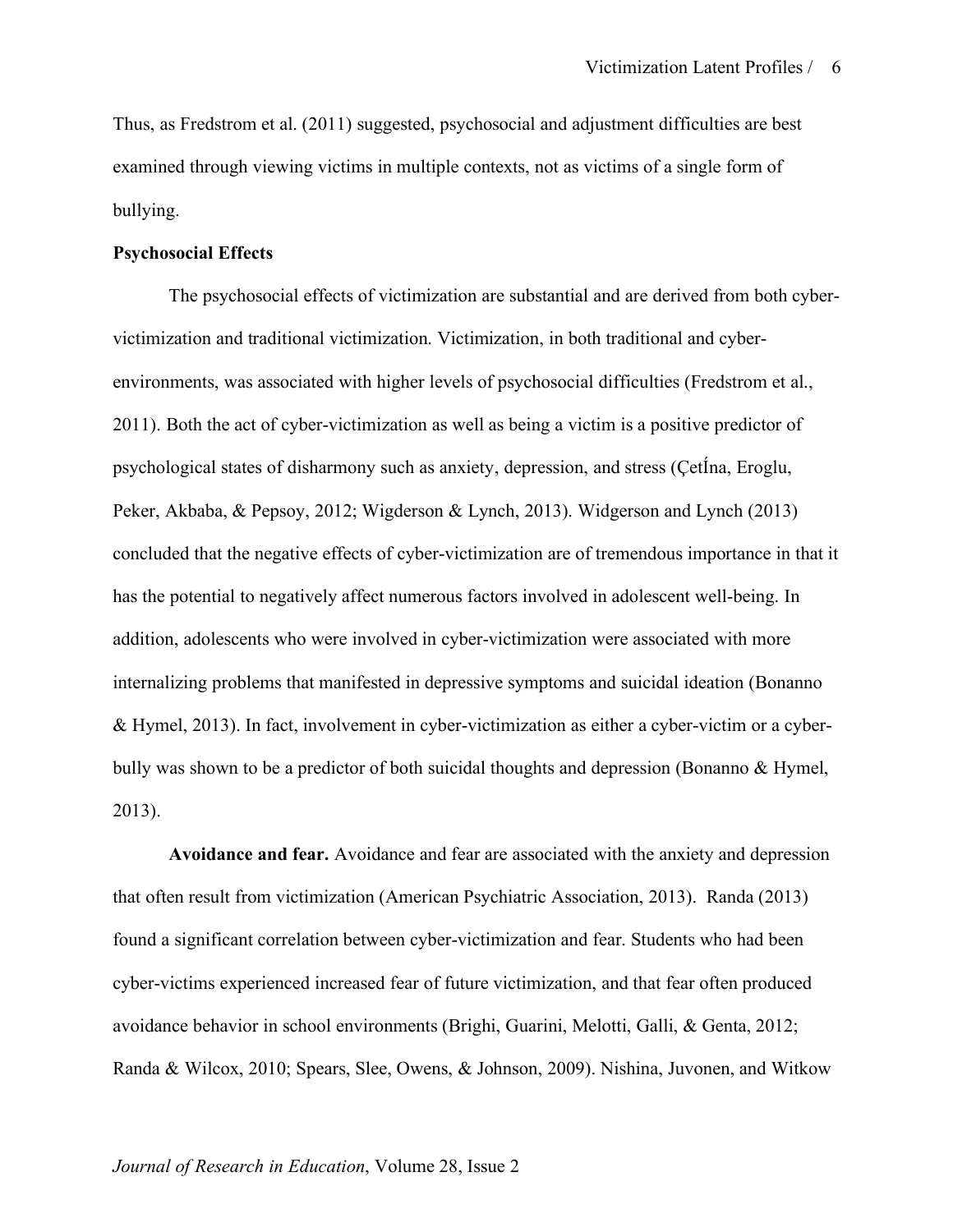Thus, as Fredstrom et al. (2011) suggested, psychosocial and adjustment difficulties are best examined through viewing victims in multiple contexts, not as victims of a single form of bullying.

**Psychosocial Effects**

The psychosocial effects of victimization are substantial and are derived from both cyber-victimization and traditional victimization. Victimization, in both traditional and cyber-environments, was associated with higher levels of psychosocial difficulties (Fredstrom et al., 2011). Both the act of cyber-victimization as well as being a victim is a positive predictor of psychological states of disharmony such as anxiety, depression, and stress (ÇetÍna, Eroglu, Peker, Akbaba, & Pepsoy, 2012; Wigderson & Lynch, 2013). Widgerson and Lynch (2013) concluded that the negative effects of cyber-victimization are of tremendous importance in that it has the potential to negatively affect numerous factors involved in adolescent well-being. In addition, adolescents who were involved in cyber-victimization were associated with more internalizing problems that manifested in depressive symptoms and suicidal ideation (Bonanno & Hymel, 2013). In fact, involvement in cyber-victimization as either a cyber-victim or a cyber-bully was shown to be a predictor of both suicidal thoughts and depression (Bonanno & Hymel, 2013).

**Avoidance and fear.** Avoidance and fear are associated with the anxiety and depression that often result from victimization (American Psychiatric Association, 2013). Randa (2013) found a significant correlation between cyber-victimization and fear. Students who had been cyber-victims experienced increased fear of future victimization, and that fear often produced avoidance behavior in school environments (Brighi, Guarini, Melotti, Galli, & Genta, 2012; Randa & Wilcox, 2010; Spears, Slee, Owens, & Johnson, 2009). Nishina, Juvonen, and Witkow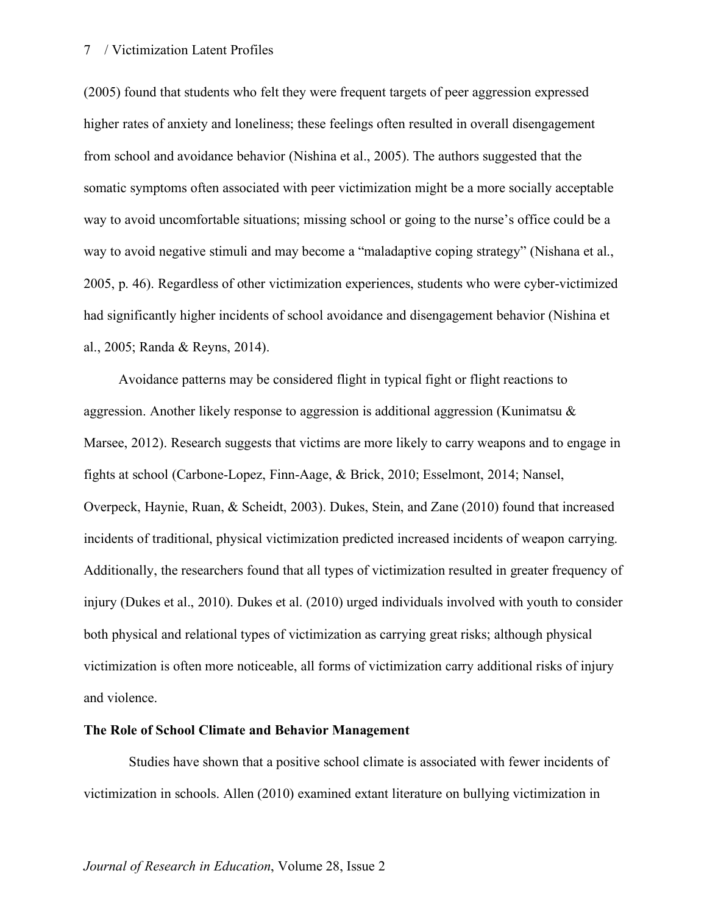(2005) found that students who felt they were frequent targets of peer aggression expressed higher rates of anxiety and loneliness; these feelings often resulted in overall disengagement from school and avoidance behavior (Nishina et al., 2005). The authors suggested that the somatic symptoms often associated with peer victimization might be a more socially acceptable way to avoid uncomfortable situations; missing school or going to the nurse's office could be a way to avoid negative stimuli and may become a "maladaptive coping strategy" (Nishana et al., 2005, p. 46). Regardless of other victimization experiences, students who were cyber-victimized had significantly higher incidents of school avoidance and disengagement behavior (Nishina et al., 2005; Randa & Reyns, 2014).

Avoidance patterns may be considered flight in typical fight or flight reactions to aggression. Another likely response to aggression is additional aggression (Kunimatsu & Marsee, 2012). Research suggests that victims are more likely to carry weapons and to engage in fights at school (Carbone-Lopez, Finn-Aage, & Brick, 2010; Esselmont, 2014; Nansel, Overpeck, Haynie, Ruan, & Scheidt, 2003). Dukes, Stein, and Zane (2010) found that increased incidents of traditional, physical victimization predicted increased incidents of weapon carrying. Additionally, the researchers found that all types of victimization resulted in greater frequency of injury (Dukes et al., 2010). Dukes et al. (2010) urged individuals involved with youth to consider both physical and relational types of victimization as carrying great risks; although physical victimization is often more noticeable, all forms of victimization carry additional risks of injury and violence.

## The Role of School Climate and Behavior Management

Studies have shown that a positive school climate is associated with fewer incidents of victimization in schools. Allen (2010) examined extant literature on bullying victimization in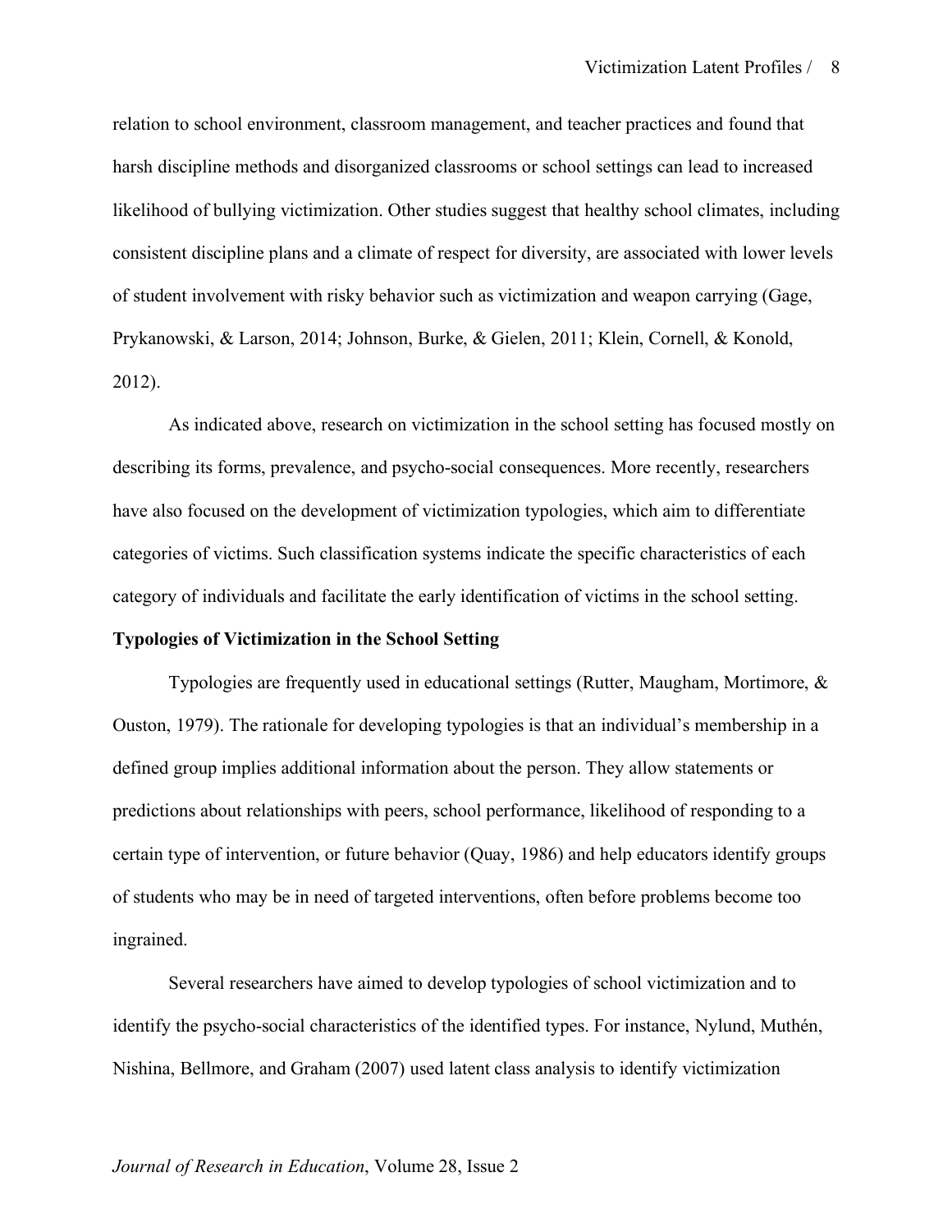relation to school environment, classroom management, and teacher practices and found that harsh discipline methods and disorganized classrooms or school settings can lead to increased likelihood of bullying victimization. Other studies suggest that healthy school climates, including consistent discipline plans and a climate of respect for diversity, are associated with lower levels of student involvement with risky behavior such as victimization and weapon carrying (Gage, Prykanowski, & Larson, 2014; Johnson, Burke, & Gielen, 2011; Klein, Cornell, & Konold, 2012).

As indicated above, research on victimization in the school setting has focused mostly on describing its forms, prevalence, and psycho-social consequences. More recently, researchers have also focused on the development of victimization typologies, which aim to differentiate categories of victims. Such classification systems indicate the specific characteristics of each category of individuals and facilitate the early identification of victims in the school setting.

**Typologies of Victimization in the School Setting**

Typologies are frequently used in educational settings (Rutter, Maugham, Mortimore, & Ouston, 1979). The rationale for developing typologies is that an individual's membership in a defined group implies additional information about the person. They allow statements or predictions about relationships with peers, school performance, likelihood of responding to a certain type of intervention, or future behavior (Quay, 1986) and help educators identify groups of students who may be in need of targeted interventions, often before problems become too ingrained.

Several researchers have aimed to develop typologies of school victimization and to identify the psycho-social characteristics of the identified types. For instance, Nylund, Muthén, Nishina, Bellmore, and Graham (2007) used latent class analysis to identify victimization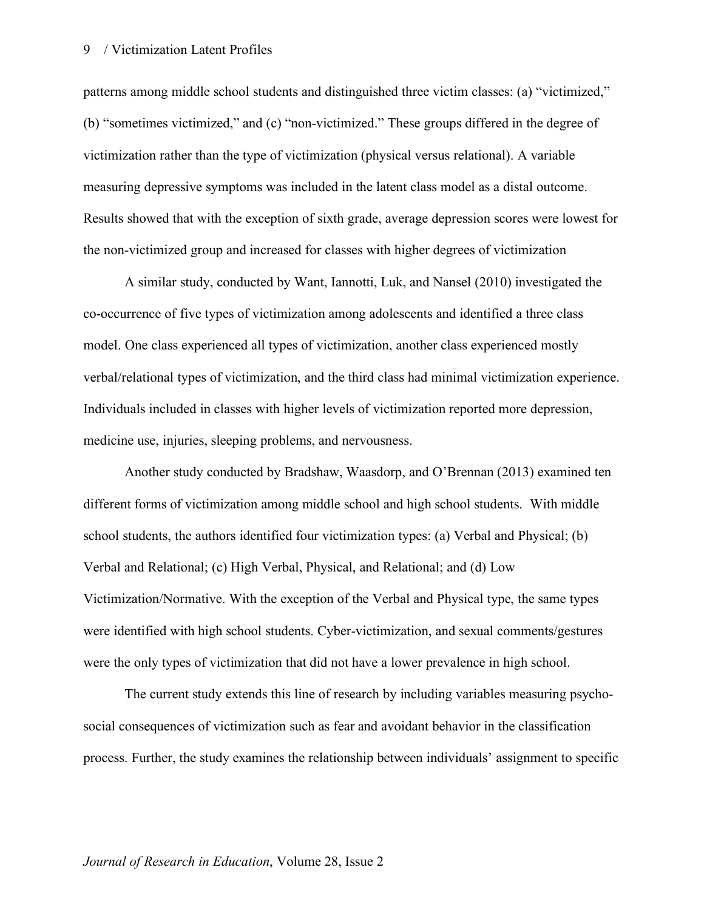patterns among middle school students and distinguished three victim classes: (a) "victimized," (b) "sometimes victimized," and (c) "non-victimized." These groups differed in the degree of victimization rather than the type of victimization (physical versus relational). A variable measuring depressive symptoms was included in the latent class model as a distal outcome. Results showed that with the exception of sixth grade, average depression scores were lowest for the non-victimized group and increased for classes with higher degrees of victimization

A similar study, conducted by Want, Iannotti, Luk, and Nansel (2010) investigated the co-occurrence of five types of victimization among adolescents and identified a three class model. One class experienced all types of victimization, another class experienced mostly verbal/relational types of victimization, and the third class had minimal victimization experience. Individuals included in classes with higher levels of victimization reported more depression, medicine use, injuries, sleeping problems, and nervousness.

Another study conducted by Bradshaw, Waasdorp, and O'Brennan (2013) examined ten different forms of victimization among middle school and high school students. With middle school students, the authors identified four victimization types: (a) Verbal and Physical; (b) Verbal and Relational; (c) High Verbal, Physical, and Relational; and (d) Low Victimization/Normative. With the exception of the Verbal and Physical type, the same types were identified with high school students. Cyber-victimization, and sexual comments/gestures were the only types of victimization that did not have a lower prevalence in high school.

The current study extends this line of research by including variables measuring psycho-social consequences of victimization such as fear and avoidant behavior in the classification process. Further, the study examines the relationship between individuals' assignment to specific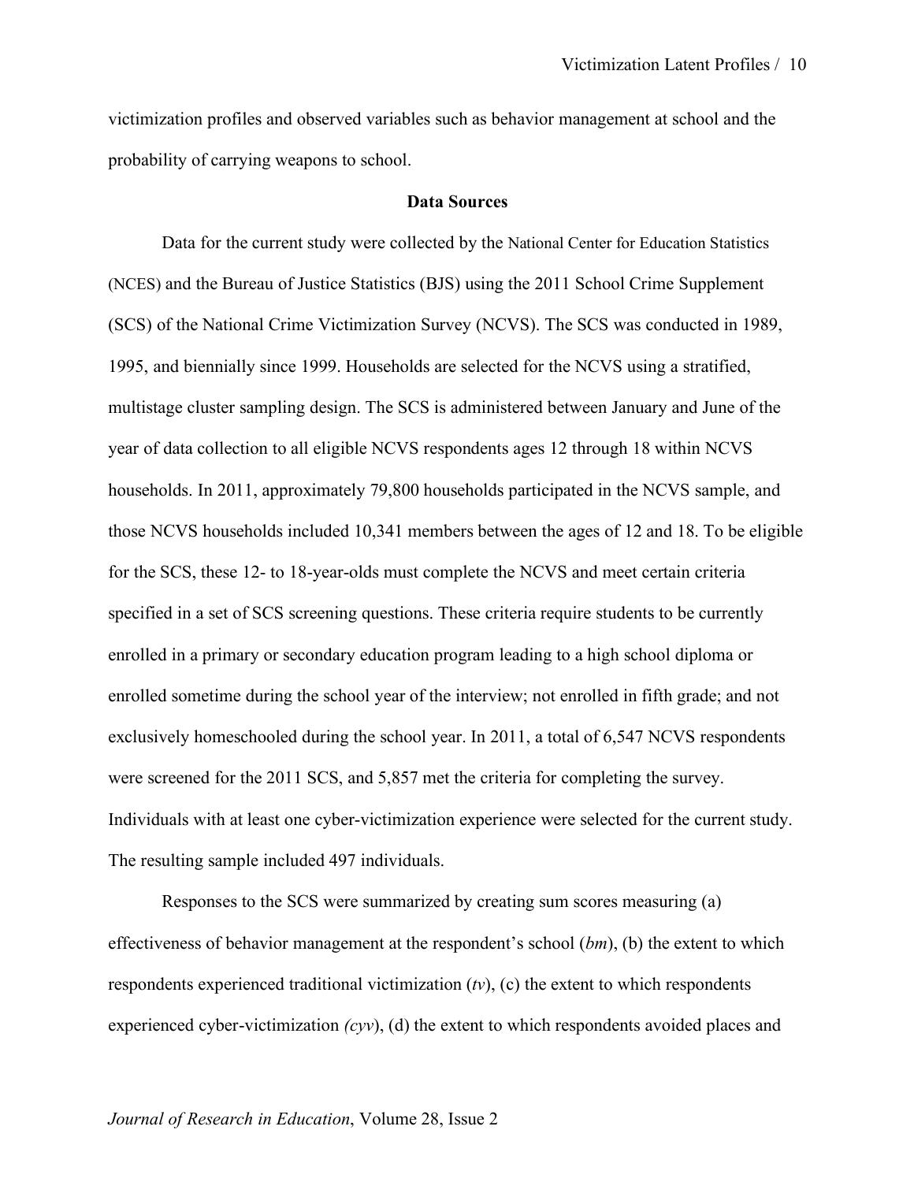victimization profiles and observed variables such as behavior management at school and the probability of carrying weapons to school.

## Data Sources

Data for the current study were collected by the National Center for Education Statistics (NCES) and the Bureau of Justice Statistics (BJS) using the 2011 School Crime Supplement (SCS) of the National Crime Victimization Survey (NCVS). The SCS was conducted in 1989, 1995, and biennially since 1999. Households are selected for the NCVS using a stratified, multistage cluster sampling design. The SCS is administered between January and June of the year of data collection to all eligible NCVS respondents ages 12 through 18 within NCVS households. In 2011, approximately 79,800 households participated in the NCVS sample, and those NCVS households included 10,341 members between the ages of 12 and 18. To be eligible for the SCS, these 12- to 18-year-olds must complete the NCVS and meet certain criteria specified in a set of SCS screening questions. These criteria require students to be currently enrolled in a primary or secondary education program leading to a high school diploma or enrolled sometime during the school year of the interview; not enrolled in fifth grade; and not exclusively homeschooled during the school year. In 2011, a total of 6,547 NCVS respondents were screened for the 2011 SCS, and 5,857 met the criteria for completing the survey. Individuals with at least one cyber-victimization experience were selected for the current study. The resulting sample included 497 individuals.

Responses to the SCS were summarized by creating sum scores measuring (a) effectiveness of behavior management at the respondent's school (*bm*), (b) the extent to which respondents experienced traditional victimization (*tv*), (c) the extent to which respondents experienced cyber-victimization *(cyv*), (d) the extent to which respondents avoided places and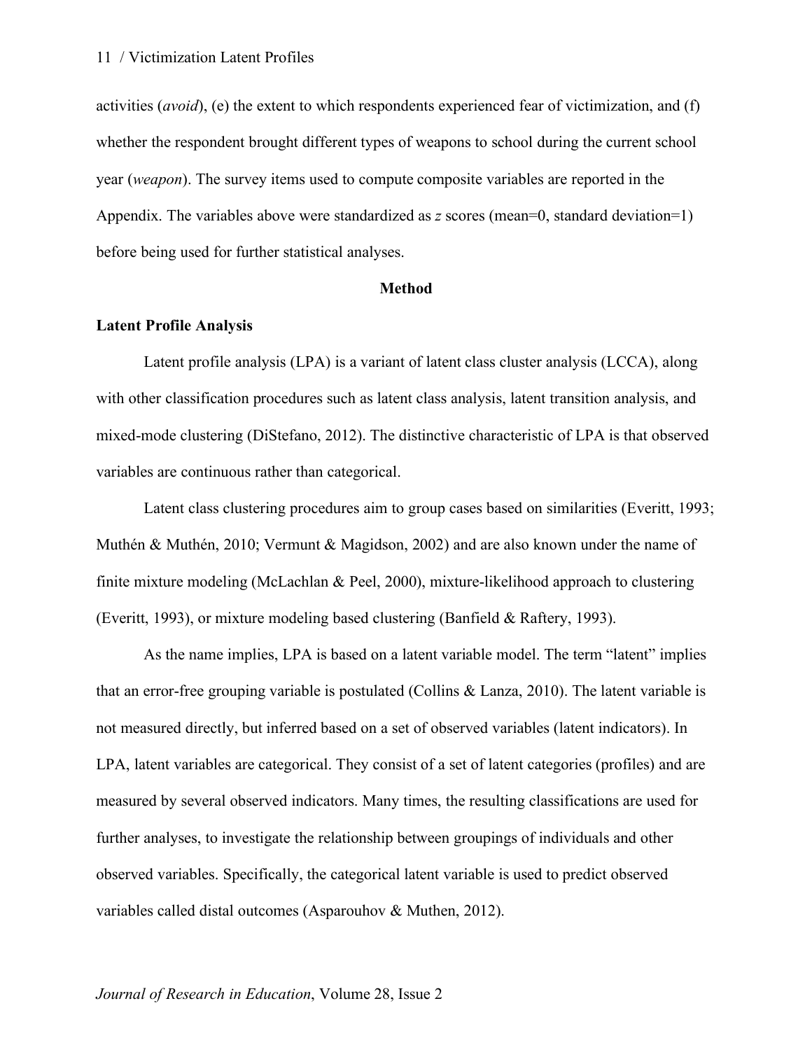activities (*avoid*), (e) the extent to which respondents experienced fear of victimization, and (f) whether the respondent brought different types of weapons to school during the current school year (*weapon*). The survey items used to compute composite variables are reported in the Appendix. The variables above were standardized as *z* scores (mean=0, standard deviation=1) before being used for further statistical analyses.

## Method

### Latent Profile Analysis

Latent profile analysis (LPA) is a variant of latent class cluster analysis (LCCA), along with other classification procedures such as latent class analysis, latent transition analysis, and mixed-mode clustering (DiStefano, 2012). The distinctive characteristic of LPA is that observed variables are continuous rather than categorical.

Latent class clustering procedures aim to group cases based on similarities (Everitt, 1993; Muthén & Muthén, 2010; Vermunt & Magidson, 2002) and are also known under the name of finite mixture modeling (McLachlan & Peel, 2000), mixture-likelihood approach to clustering (Everitt, 1993), or mixture modeling based clustering (Banfield & Raftery, 1993).

As the name implies, LPA is based on a latent variable model. The term "latent" implies that an error-free grouping variable is postulated (Collins & Lanza, 2010). The latent variable is not measured directly, but inferred based on a set of observed variables (latent indicators). In LPA, latent variables are categorical. They consist of a set of latent categories (profiles) and are measured by several observed indicators. Many times, the resulting classifications are used for further analyses, to investigate the relationship between groupings of individuals and other observed variables. Specifically, the categorical latent variable is used to predict observed variables called distal outcomes (Asparouhov & Muthen, 2012).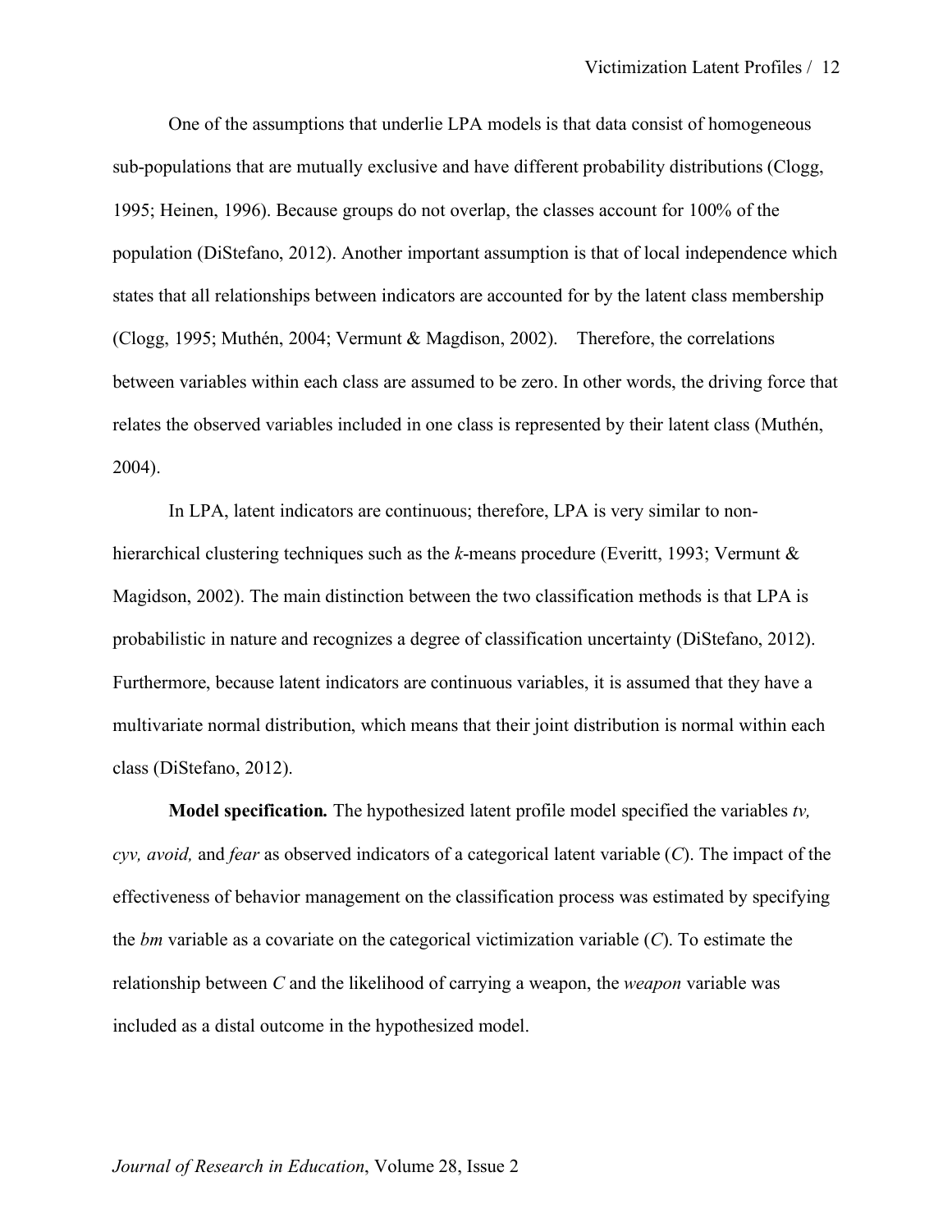One of the assumptions that underlie LPA models is that data consist of homogeneous sub-populations that are mutually exclusive and have different probability distributions (Clogg, 1995; Heinen, 1996). Because groups do not overlap, the classes account for 100% of the population (DiStefano, 2012). Another important assumption is that of local independence which states that all relationships between indicators are accounted for by the latent class membership (Clogg, 1995; Muthén, 2004; Vermunt & Magdison, 2002). Therefore, the correlations between variables within each class are assumed to be zero. In other words, the driving force that relates the observed variables included in one class is represented by their latent class (Muthén, 2004).

In LPA, latent indicators are continuous; therefore, LPA is very similar to non-hierarchical clustering techniques such as the *k*-means procedure (Everitt, 1993; Vermunt & Magidson, 2002). The main distinction between the two classification methods is that LPA is probabilistic in nature and recognizes a degree of classification uncertainty (DiStefano, 2012). Furthermore, because latent indicators are continuous variables, it is assumed that they have a multivariate normal distribution, which means that their joint distribution is normal within each class (DiStefano, 2012).

**Model specification.** The hypothesized latent profile model specified the variables *tv, cyv, avoid,* and *fear* as observed indicators of a categorical latent variable (*C*). The impact of the effectiveness of behavior management on the classification process was estimated by specifying the *bm* variable as a covariate on the categorical victimization variable (*C*). To estimate the relationship between *C* and the likelihood of carrying a weapon, the *weapon* variable was included as a distal outcome in the hypothesized model.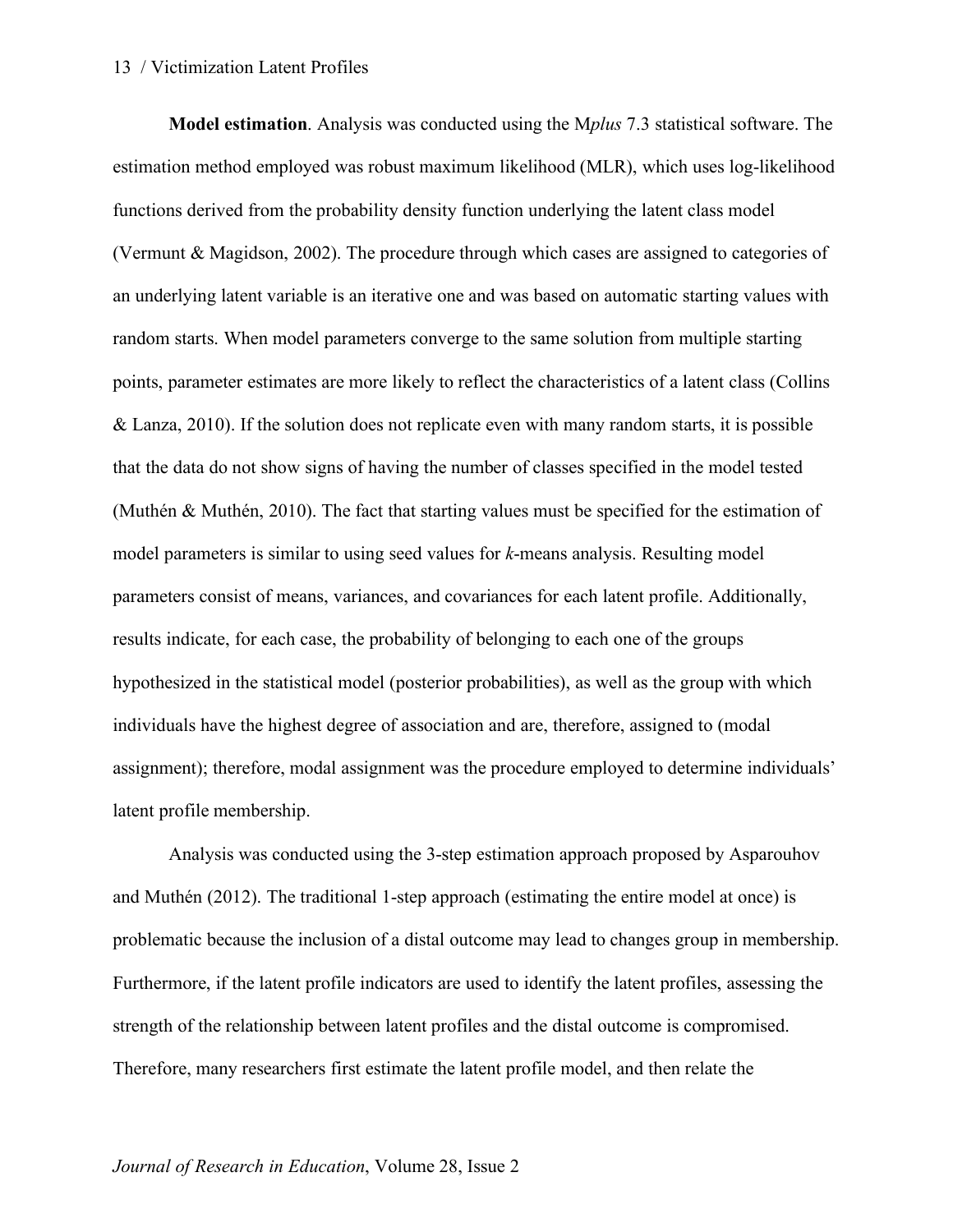**Model estimation**. Analysis was conducted using the M*plus* 7.3 statistical software. The estimation method employed was robust maximum likelihood (MLR), which uses log-likelihood functions derived from the probability density function underlying the latent class model (Vermunt & Magidson, 2002). The procedure through which cases are assigned to categories of an underlying latent variable is an iterative one and was based on automatic starting values with random starts. When model parameters converge to the same solution from multiple starting points, parameter estimates are more likely to reflect the characteristics of a latent class (Collins & Lanza, 2010). If the solution does not replicate even with many random starts, it is possible that the data do not show signs of having the number of classes specified in the model tested (Muthén & Muthén, 2010). The fact that starting values must be specified for the estimation of model parameters is similar to using seed values for *k*-means analysis. Resulting model parameters consist of means, variances, and covariances for each latent profile. Additionally, results indicate, for each case, the probability of belonging to each one of the groups hypothesized in the statistical model (posterior probabilities), as well as the group with which individuals have the highest degree of association and are, therefore, assigned to (modal assignment); therefore, modal assignment was the procedure employed to determine individuals' latent profile membership.

Analysis was conducted using the 3-step estimation approach proposed by Asparouhov and Muthén (2012). The traditional 1-step approach (estimating the entire model at once) is problematic because the inclusion of a distal outcome may lead to changes group in membership. Furthermore, if the latent profile indicators are used to identify the latent profiles, assessing the strength of the relationship between latent profiles and the distal outcome is compromised. Therefore, many researchers first estimate the latent profile model, and then relate the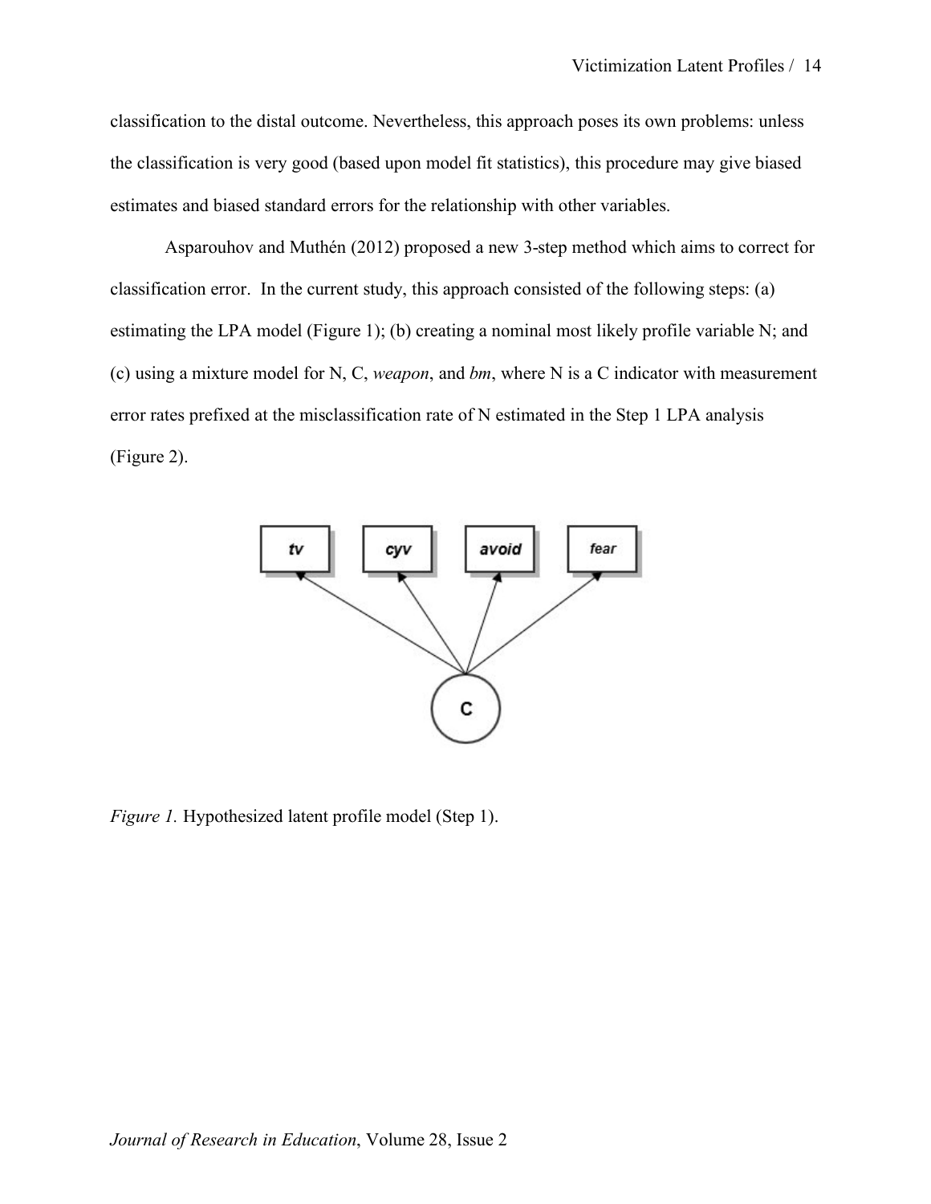classification to the distal outcome. Nevertheless, this approach poses its own problems: unless the classification is very good (based upon model fit statistics), this procedure may give biased estimates and biased standard errors for the relationship with other variables.

Asparouhov and Muthén (2012) proposed a new 3-step method which aims to correct for classification error. In the current study, this approach consisted of the following steps: (a) estimating the LPA model (Figure 1); (b) creating a nominal most likely profile variable N; and (c) using a mixture model for N, C, *weapon*, and *bm*, where N is a C indicator with measurement error rates prefixed at the misclassification rate of N estimated in the Step 1 LPA analysis (Figure 2).

*Figure 1.* Hypothesized latent profile model (Step 1).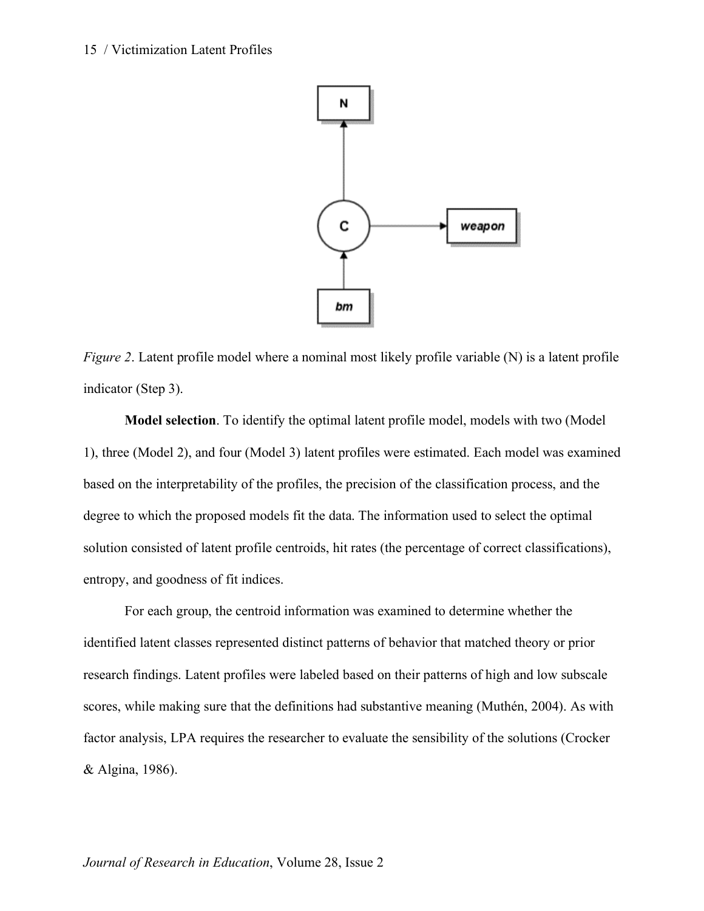*Figure 2*. Latent profile model where a nominal most likely profile variable (N) is a latent profile indicator (Step 3).

**Model selection**. To identify the optimal latent profile model, models with two (Model 1), three (Model 2), and four (Model 3) latent profiles were estimated. Each model was examined based on the interpretability of the profiles, the precision of the classification process, and the degree to which the proposed models fit the data. The information used to select the optimal solution consisted of latent profile centroids, hit rates (the percentage of correct classifications), entropy, and goodness of fit indices.

For each group, the centroid information was examined to determine whether the identified latent classes represented distinct patterns of behavior that matched theory or prior research findings. Latent profiles were labeled based on their patterns of high and low subscale scores, while making sure that the definitions had substantive meaning (Muthén, 2004). As with factor analysis, LPA requires the researcher to evaluate the sensibility of the solutions (Crocker & Algina, 1986).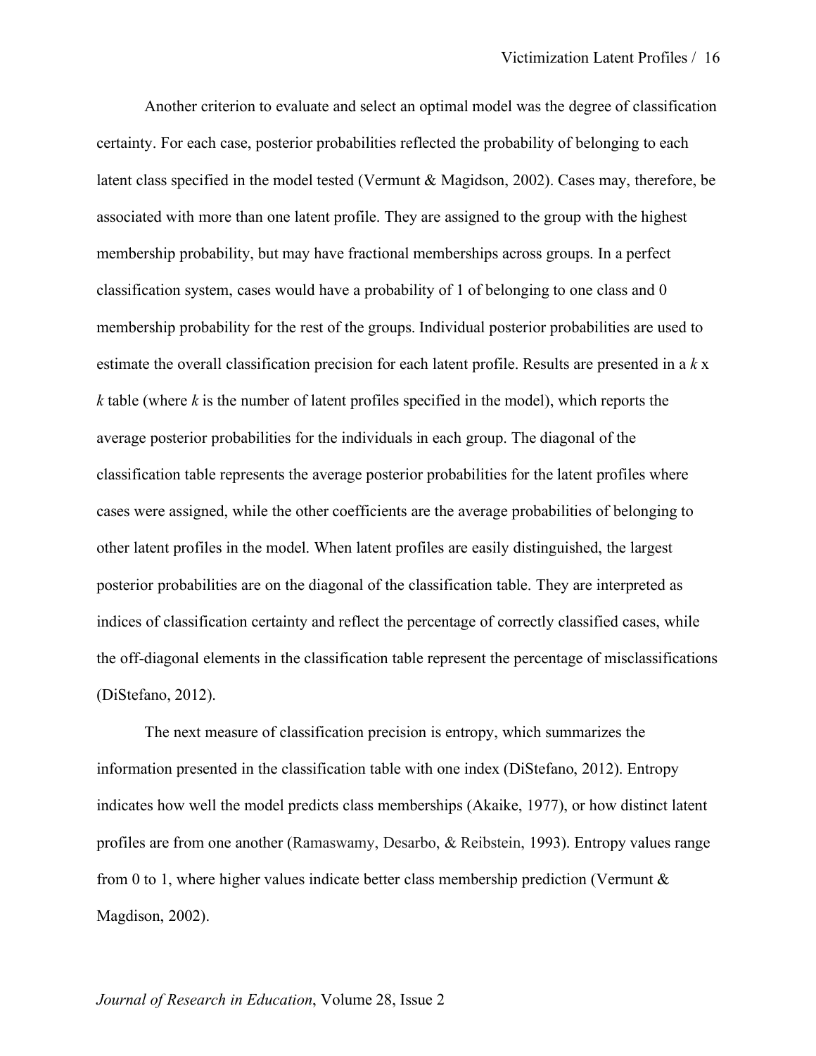Another criterion to evaluate and select an optimal model was the degree of classification certainty. For each case, posterior probabilities reflected the probability of belonging to each latent class specified in the model tested (Vermunt & Magidson, 2002). Cases may, therefore, be associated with more than one latent profile. They are assigned to the group with the highest membership probability, but may have fractional memberships across groups. In a perfect classification system, cases would have a probability of 1 of belonging to one class and 0 membership probability for the rest of the groups. Individual posterior probabilities are used to estimate the overall classification precision for each latent profile. Results are presented in a $k$ x $k$ table (where $k$ is the number of latent profiles specified in the model), which reports the average posterior probabilities for the individuals in each group. The diagonal of the classification table represents the average posterior probabilities for the latent profiles where cases were assigned, while the other coefficients are the average probabilities of belonging to other latent profiles in the model. When latent profiles are easily distinguished, the largest posterior probabilities are on the diagonal of the classification table. They are interpreted as indices of classification certainty and reflect the percentage of correctly classified cases, while the off-diagonal elements in the classification table represent the percentage of misclassifications (DiStefano, 2012).

The next measure of classification precision is entropy, which summarizes the information presented in the classification table with one index (DiStefano, 2012). Entropy indicates how well the model predicts class memberships (Akaike, 1977), or how distinct latent profiles are from one another (Ramaswamy, Desarbo, & Reibstein, 1993). Entropy values range from 0 to 1, where higher values indicate better class membership prediction (Vermunt & Magdison, 2002).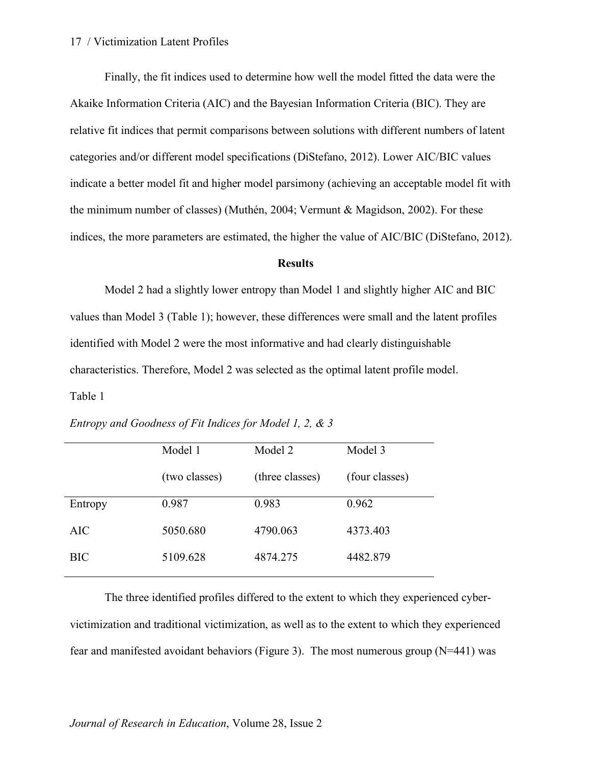Finally, the fit indices used to determine how well the model fitted the data were the Akaike Information Criteria (AIC) and the Bayesian Information Criteria (BIC). They are relative fit indices that permit comparisons between solutions with different numbers of latent categories and/or different model specifications (DiStefano, 2012). Lower AIC/BIC values indicate a better model fit and higher model parsimony (achieving an acceptable model fit with the minimum number of classes) (Muthén, 2004; Vermunt & Magidson, 2002). For these indices, the more parameters are estimated, the higher the value of AIC/BIC (DiStefano, 2012).

## Results

Model 2 had a slightly lower entropy than Model 1 and slightly higher AIC and BIC values than Model 3 (Table 1); however, these differences were small and the latent profiles identified with Model 2 were the most informative and had clearly distinguishable characteristics. Therefore, Model 2 was selected as the optimal latent profile model.

Table 1

*Entropy and Goodness of Fit Indices for Model 1, 2, & 3*

| | Model 1 (two classes) | Model 2 (three classes) | Model 3 (four classes) |
|---|---|---|---|
| Entropy | 0.987 | 0.983 | 0.962 |
| AIC | 5050.680 | 4790.063 | 4373.403 |
| BIC | 5109.628 | 4874.275 | 4482.879 |

The three identified profiles differed to the extent to which they experienced cyber-victimization and traditional victimization, as well as to the extent to which they experienced fear and manifested avoidant behaviors (Figure 3). The most numerous group (N=441) was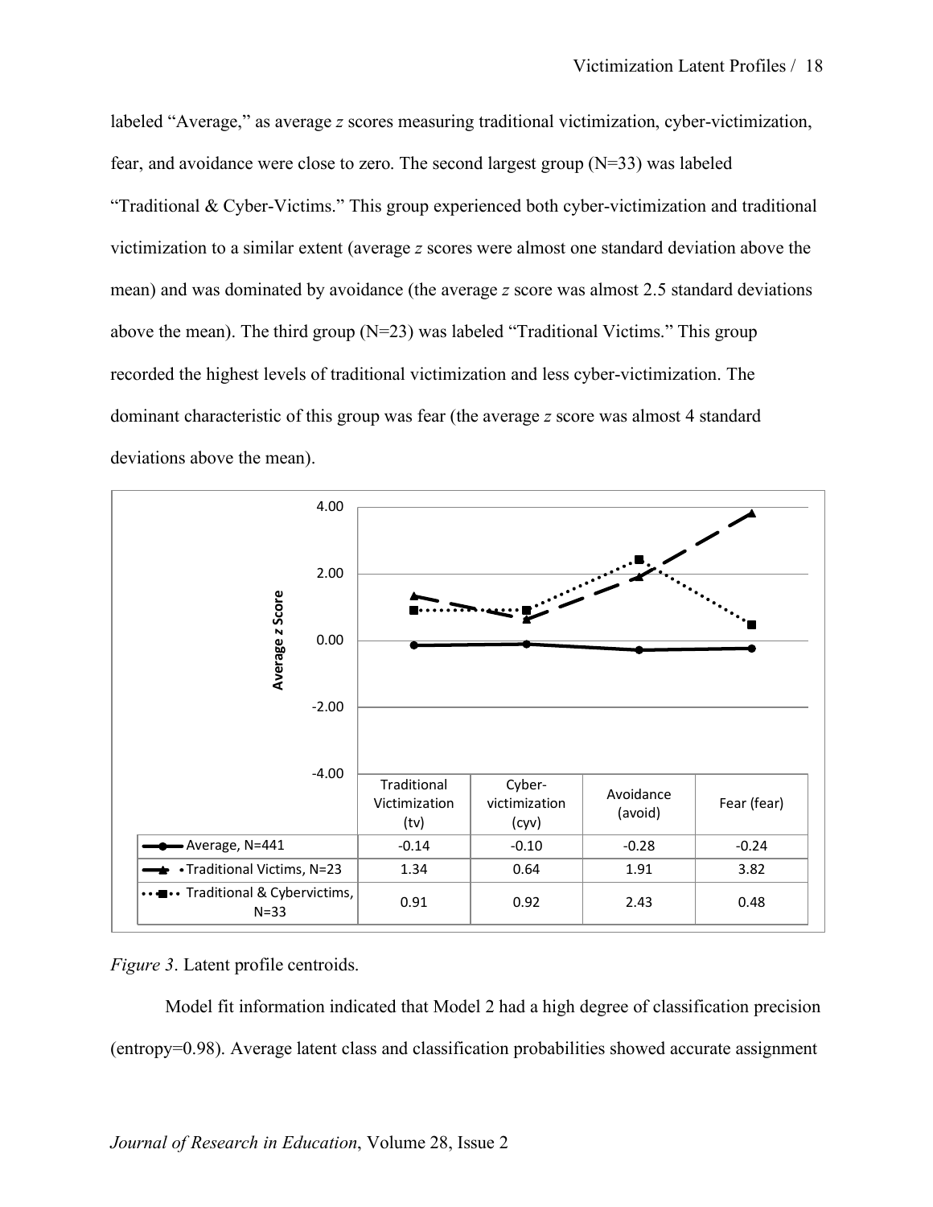labeled “Average,” as average *z* scores measuring traditional victimization, cyber-victimization, fear, and avoidance were close to zero. The second largest group (N=33) was labeled “Traditional & Cyber-Victims.” This group experienced both cyber-victimization and traditional victimization to a similar extent (average *z* scores were almost one standard deviation above the mean) and was dominated by avoidance (the average *z* score was almost 2.5 standard deviations above the mean). The third group (N=23) was labeled “Traditional Victims.” This group recorded the highest levels of traditional victimization and less cyber-victimization. The dominant characteristic of this group was fear (the average *z* score was almost 4 standard deviations above the mean).

| | Traditional Victimization (tv) | Cyber-victimization (cyv) | Avoidance (avoid) | Fear (fear) |
|---|---|---|---|---|
| Average, N=441 | -0.14 | -0.10 | -0.28 | -0.24 |
| Traditional Victims, N=23 | 1.34 | 0.64 | 1.91 | 3.82 |
| Traditional & Cybervictims, N=33 | 0.91 | 0.92 | 2.43 | 0.48 |

*Figure 3*. Latent profile centroids.

Model fit information indicated that Model 2 had a high degree of classification precision (entropy=0.98). Average latent class and classification probabilities showed accurate assignment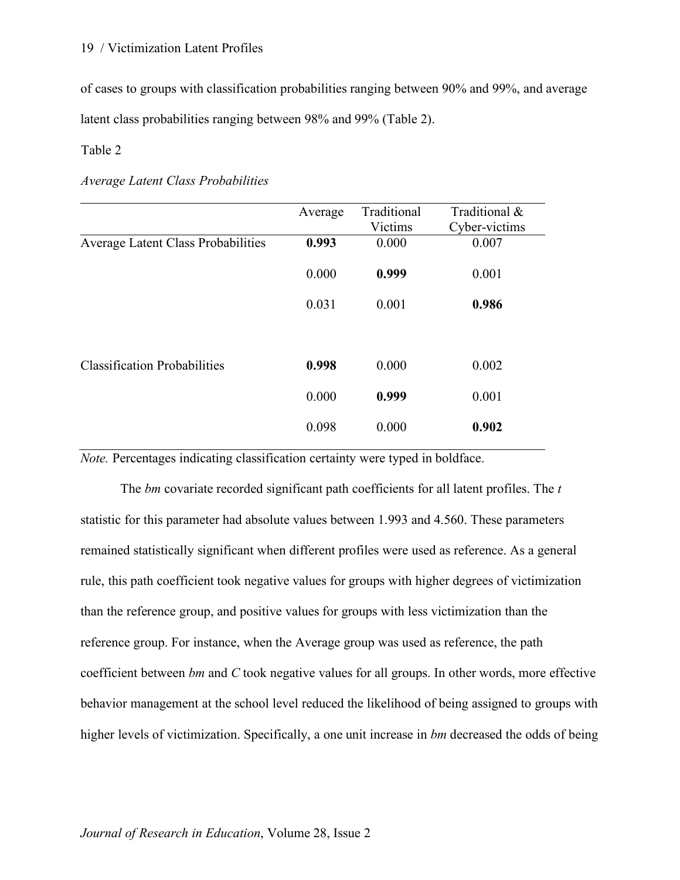of cases to groups with classification probabilities ranging between 90% and 99%, and average latent class probabilities ranging between 98% and 99% (Table 2).

Table 2

*Average Latent Class Probabilities*

| | Average | Traditional Victims | Traditional & Cyber-victims |
|---|---|---|---|
| Average Latent Class Probabilities | **0.993** | 0.000 | 0.007 |
| | 0.000 | **0.999** | 0.001 |
| | 0.031 | 0.001 | **0.986** |
| Classification Probabilities | **0.998** | 0.000 | 0.002 |
| | 0.000 | **0.999** | 0.001 |
| | 0.098 | 0.000 | **0.902** |

*Note.* Percentages indicating classification certainty were typed in boldface.

The *bm* covariate recorded significant path coefficients for all latent profiles. The *t* statistic for this parameter had absolute values between 1.993 and 4.560. These parameters remained statistically significant when different profiles were used as reference. As a general rule, this path coefficient took negative values for groups with higher degrees of victimization than the reference group, and positive values for groups with less victimization than the reference group. For instance, when the Average group was used as reference, the path coefficient between *bm* and *C* took negative values for all groups. In other words, more effective behavior management at the school level reduced the likelihood of being assigned to groups with higher levels of victimization. Specifically, a one unit increase in *bm* decreased the odds of being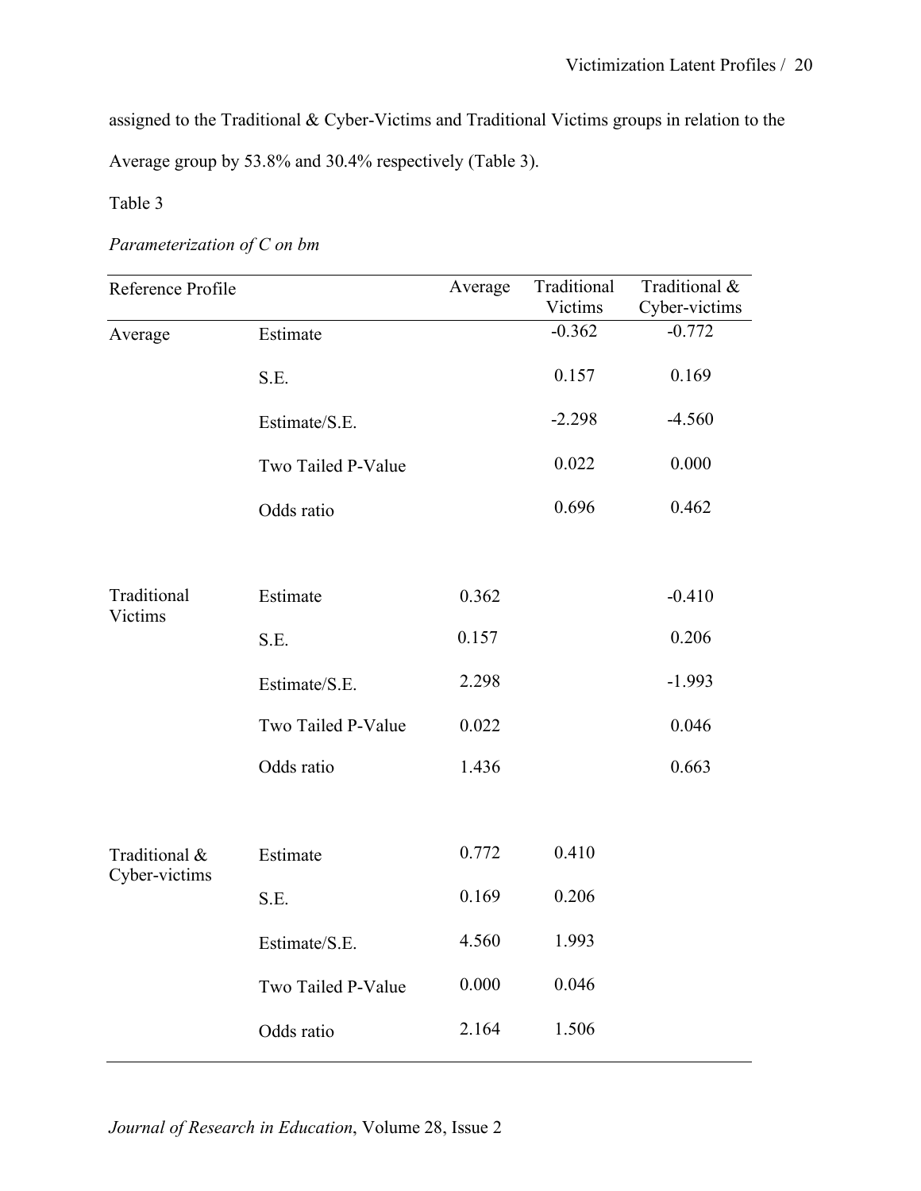assigned to the Traditional & Cyber-Victims and Traditional Victims groups in relation to the Average group by 53.8% and 30.4% respectively (Table 3).

Table 3

*Parameterization of C on bm*

| Reference Profile | | Average | Traditional Victims | Traditional & Cyber-victims |
|---|---|---|---|---|
| Average | Estimate | | -0.362 | -0.772 |
| | S.E. | | 0.157 | 0.169 |
| | Estimate/S.E. | | -2.298 | -4.560 |
| | Two Tailed P-Value | | 0.022 | 0.000 |
| | Odds ratio | | 0.696 | 0.462 |
| Traditional Victims | Estimate | 0.362 | | -0.410 |
| | S.E. | 0.157 | | 0.206 |
| | Estimate/S.E. | 2.298 | | -1.993 |
| | Two Tailed P-Value | 0.022 | | 0.046 |
| | Odds ratio | 1.436 | | 0.663 |
| Traditional & Cyber-victims | Estimate | 0.772 | 0.410 | |
| | S.E. | 0.169 | 0.206 | |
| | Estimate/S.E. | 4.560 | 1.993 | |
| | Two Tailed P-Value | 0.000 | 0.046 | |
| | Odds ratio | 2.164 | 1.506 | |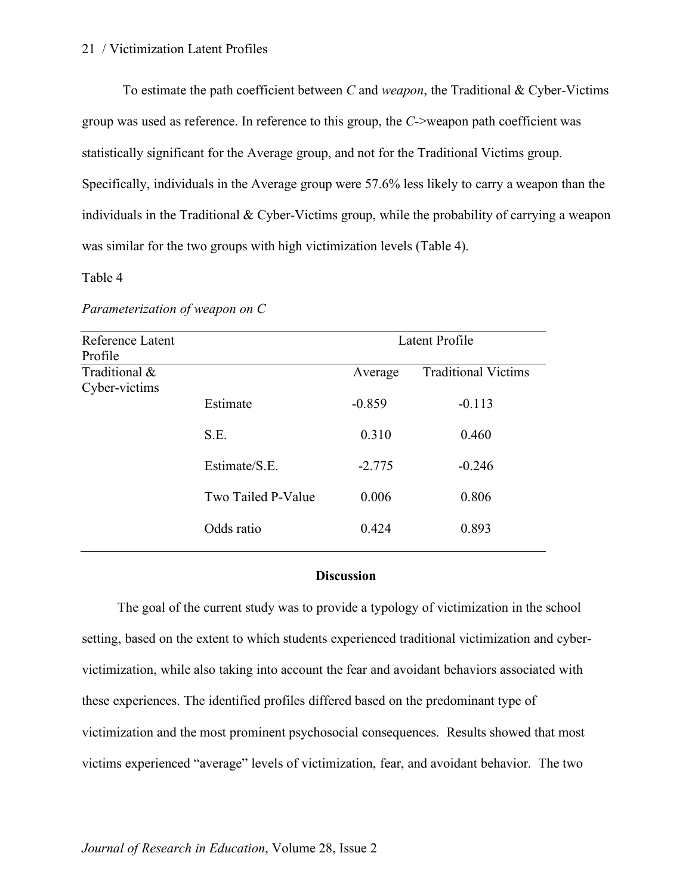To estimate the path coefficient between *C* and *weapon*, the Traditional & Cyber-Victims group was used as reference. In reference to this group, the *C*->weapon path coefficient was statistically significant for the Average group, and not for the Traditional Victims group. Specifically, individuals in the Average group were 57.6% less likely to carry a weapon than the individuals in the Traditional & Cyber-Victims group, while the probability of carrying a weapon was similar for the two groups with high victimization levels (Table 4).

Table 4

*Parameterization of weapon on C*

| Reference Latent Profile | | Latent Profile | |
|---|---|---|---|
| Traditional & Cyber-victims | | Average | Traditional Victims |
| | Estimate | -0.859 | -0.113 |
| | S.E. | 0.310 | 0.460 |
| | Estimate/S.E. | -2.775 | -0.246 |
| | Two Tailed P-Value | 0.006 | 0.806 |
| | Odds ratio | 0.424 | 0.893 |

## Discussion

The goal of the current study was to provide a typology of victimization in the school setting, based on the extent to which students experienced traditional victimization and cyber-victimization, while also taking into account the fear and avoidant behaviors associated with these experiences. The identified profiles differed based on the predominant type of victimization and the most prominent psychosocial consequences. Results showed that most victims experienced "average" levels of victimization, fear, and avoidant behavior. The two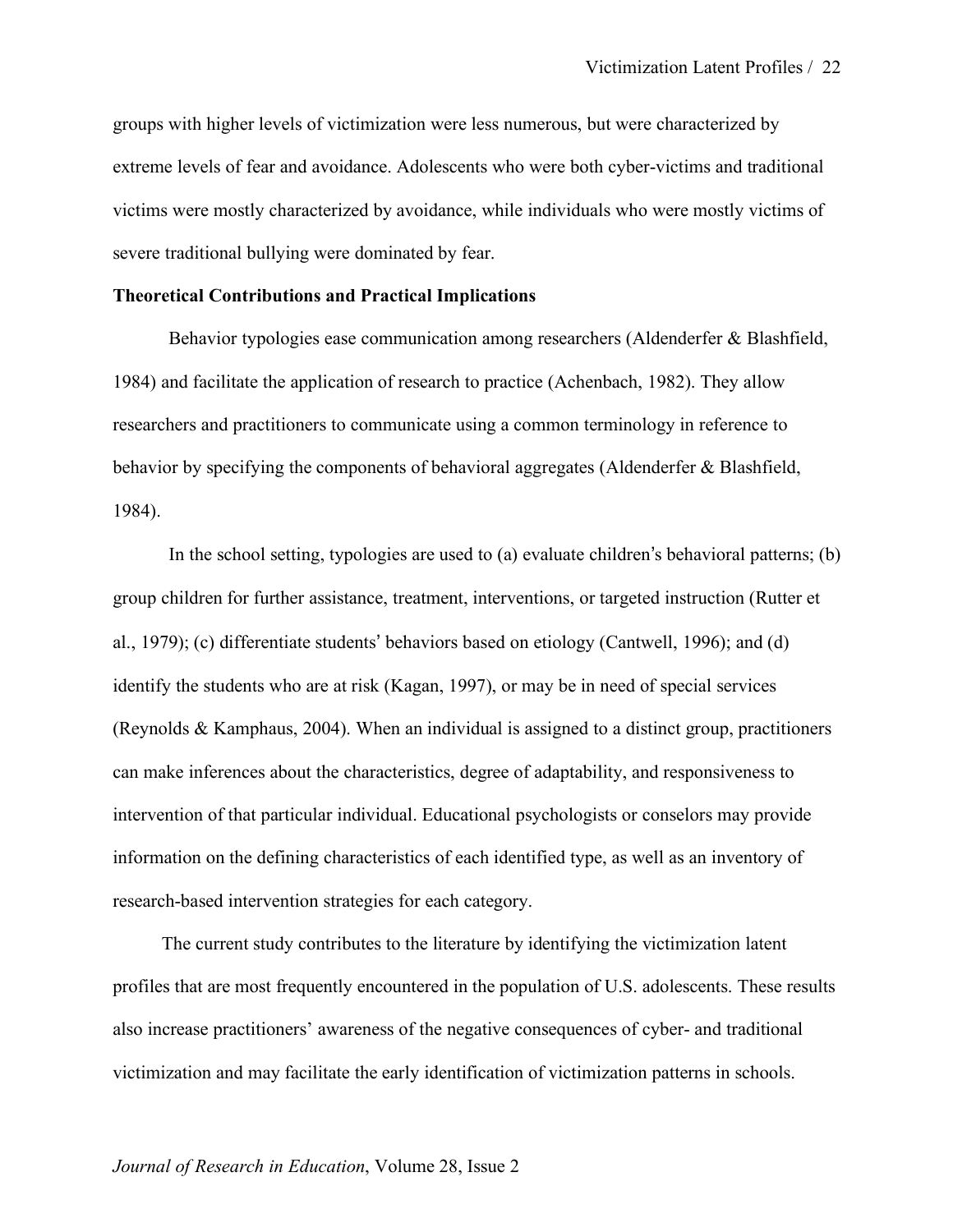groups with higher levels of victimization were less numerous, but were characterized by extreme levels of fear and avoidance. Adolescents who were both cyber-victims and traditional victims were mostly characterized by avoidance, while individuals who were mostly victims of severe traditional bullying were dominated by fear.

**Theoretical Contributions and Practical Implications**

Behavior typologies ease communication among researchers (Aldenderfer & Blashfield, 1984) and facilitate the application of research to practice (Achenbach, 1982). They allow researchers and practitioners to communicate using a common terminology in reference to behavior by specifying the components of behavioral aggregates (Aldenderfer & Blashfield, 1984).

In the school setting, typologies are used to (a) evaluate children's behavioral patterns; (b) group children for further assistance, treatment, interventions, or targeted instruction (Rutter et al., 1979); (c) differentiate students' behaviors based on etiology (Cantwell, 1996); and (d) identify the students who are at risk (Kagan, 1997), or may be in need of special services (Reynolds & Kamphaus, 2004). When an individual is assigned to a distinct group, practitioners can make inferences about the characteristics, degree of adaptability, and responsiveness to intervention of that particular individual. Educational psychologists or conselors may provide information on the defining characteristics of each identified type, as well as an inventory of research-based intervention strategies for each category.

The current study contributes to the literature by identifying the victimization latent profiles that are most frequently encountered in the population of U.S. adolescents. These results also increase practitioners' awareness of the negative consequences of cyber- and traditional victimization and may facilitate the early identification of victimization patterns in schools.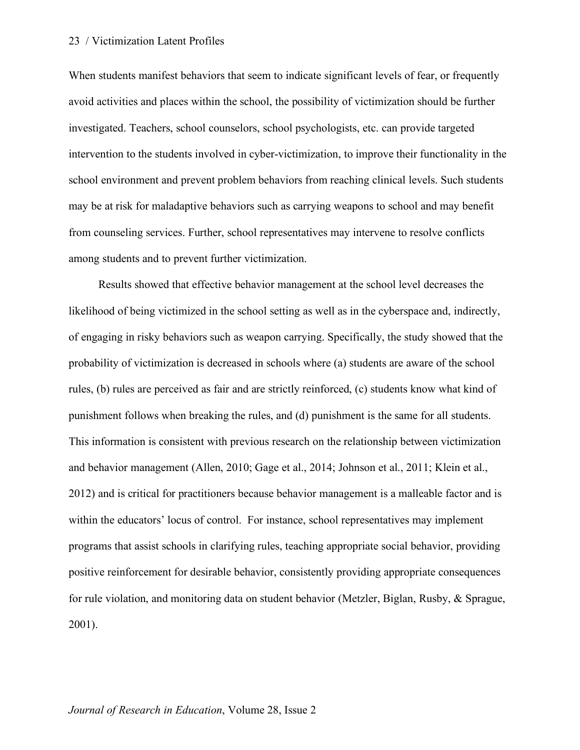When students manifest behaviors that seem to indicate significant levels of fear, or frequently avoid activities and places within the school, the possibility of victimization should be further investigated. Teachers, school counselors, school psychologists, etc. can provide targeted intervention to the students involved in cyber-victimization, to improve their functionality in the school environment and prevent problem behaviors from reaching clinical levels. Such students may be at risk for maladaptive behaviors such as carrying weapons to school and may benefit from counseling services. Further, school representatives may intervene to resolve conflicts among students and to prevent further victimization.

Results showed that effective behavior management at the school level decreases the likelihood of being victimized in the school setting as well as in the cyberspace and, indirectly, of engaging in risky behaviors such as weapon carrying. Specifically, the study showed that the probability of victimization is decreased in schools where (a) students are aware of the school rules, (b) rules are perceived as fair and are strictly reinforced, (c) students know what kind of punishment follows when breaking the rules, and (d) punishment is the same for all students. This information is consistent with previous research on the relationship between victimization and behavior management (Allen, 2010; Gage et al., 2014; Johnson et al., 2011; Klein et al., 2012) and is critical for practitioners because behavior management is a malleable factor and is within the educators' locus of control. For instance, school representatives may implement programs that assist schools in clarifying rules, teaching appropriate social behavior, providing positive reinforcement for desirable behavior, consistently providing appropriate consequences for rule violation, and monitoring data on student behavior (Metzler, Biglan, Rusby, & Sprague, 2001).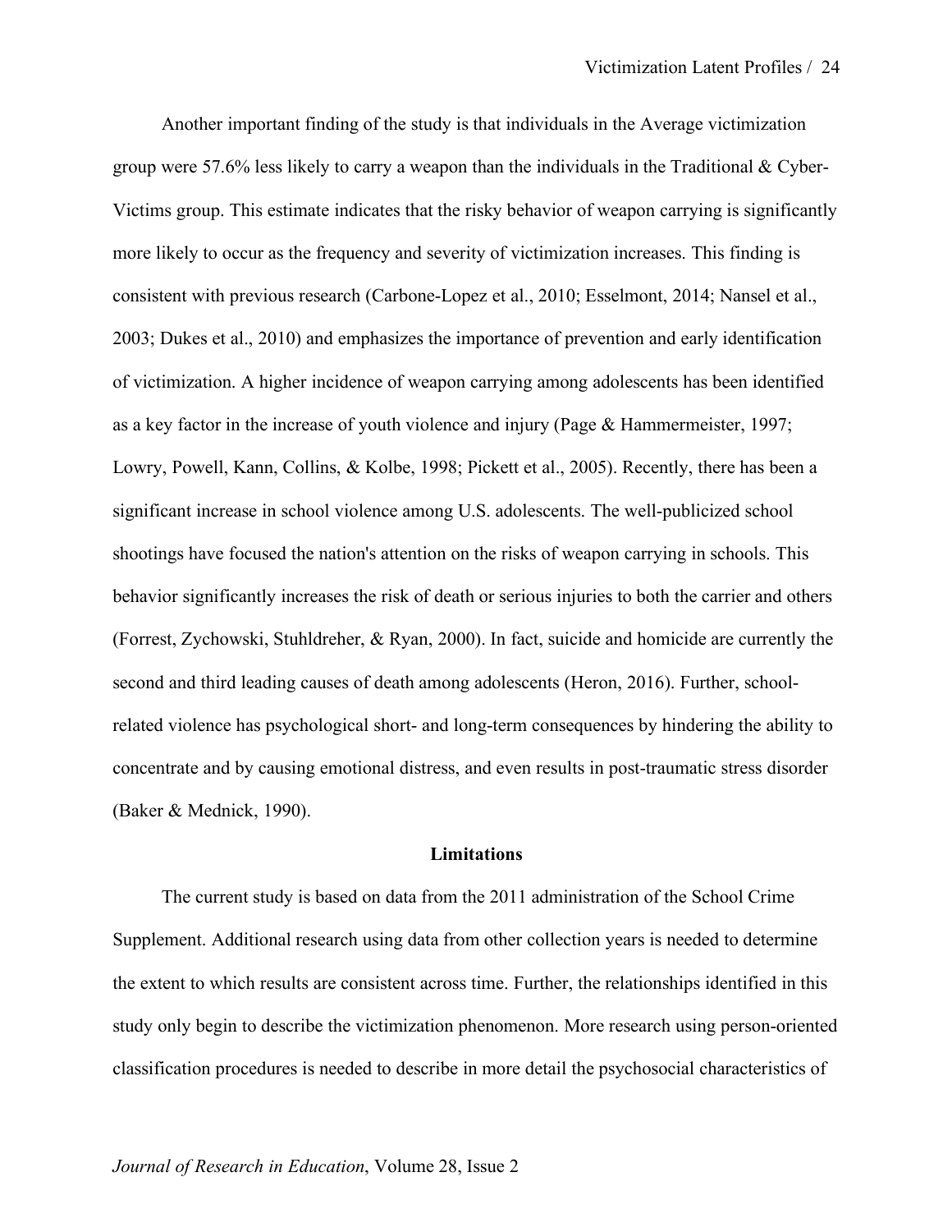Another important finding of the study is that individuals in the Average victimization group were 57.6% less likely to carry a weapon than the individuals in the Traditional & Cyber-Victims group. This estimate indicates that the risky behavior of weapon carrying is significantly more likely to occur as the frequency and severity of victimization increases. This finding is consistent with previous research (Carbone-Lopez et al., 2010; Esselmont, 2014; Nansel et al., 2003; Dukes et al., 2010) and emphasizes the importance of prevention and early identification of victimization. A higher incidence of weapon carrying among adolescents has been identified as a key factor in the increase of youth violence and injury (Page & Hammermeister, 1997; Lowry, Powell, Kann, Collins, & Kolbe, 1998; Pickett et al., 2005). Recently, there has been a significant increase in school violence among U.S. adolescents. The well-publicized school shootings have focused the nation's attention on the risks of weapon carrying in schools. This behavior significantly increases the risk of death or serious injuries to both the carrier and others (Forrest, Zychowski, Stuhldreher, & Ryan, 2000). In fact, suicide and homicide are currently the second and third leading causes of death among adolescents (Heron, 2016). Further, school-related violence has psychological short- and long-term consequences by hindering the ability to concentrate and by causing emotional distress, and even results in post-traumatic stress disorder (Baker & Mednick, 1990).

## Limitations

The current study is based on data from the 2011 administration of the School Crime Supplement. Additional research using data from other collection years is needed to determine the extent to which results are consistent across time. Further, the relationships identified in this study only begin to describe the victimization phenomenon. More research using person-oriented classification procedures is needed to describe in more detail the psychosocial characteristics of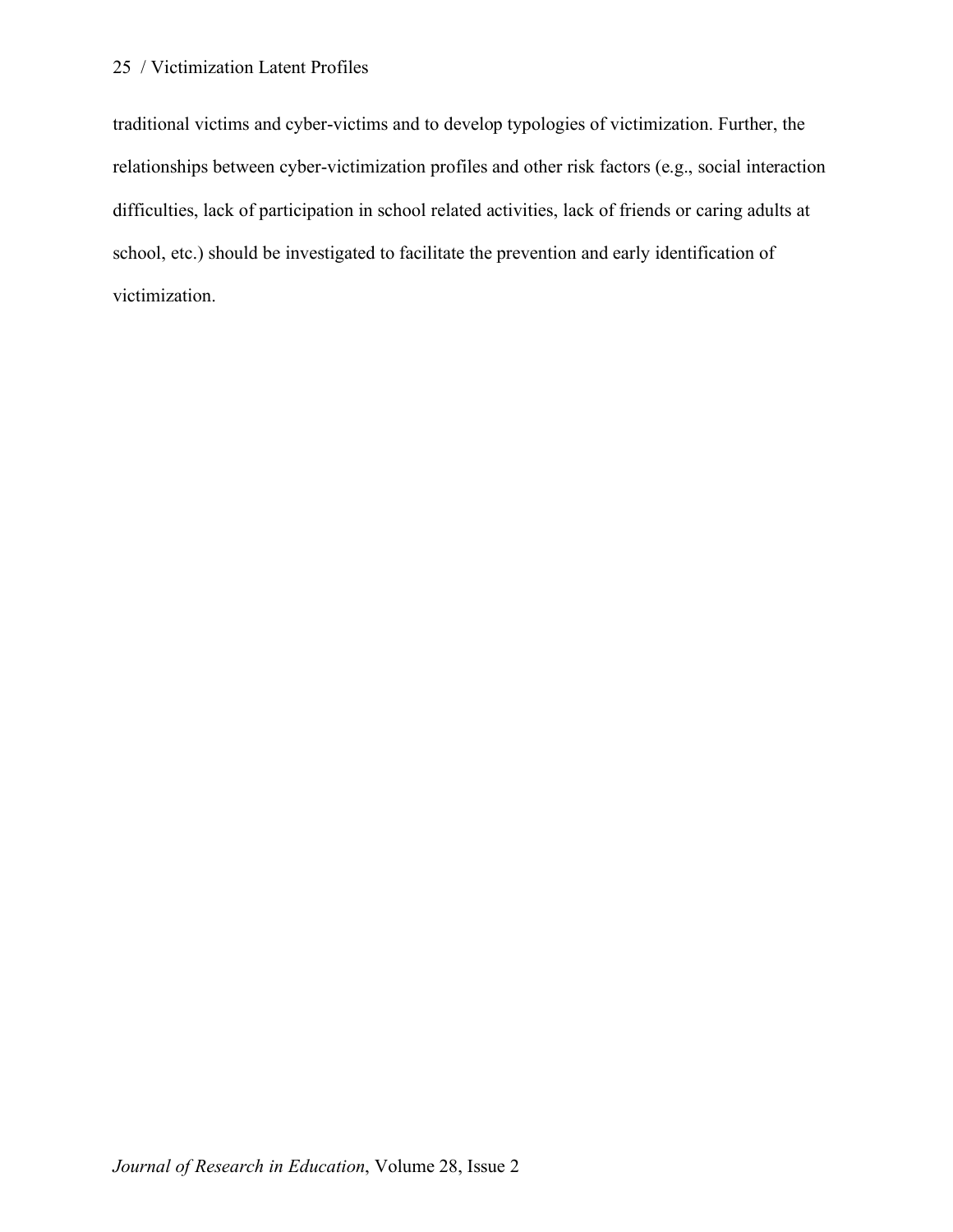traditional victims and cyber-victims and to develop typologies of victimization. Further, the relationships between cyber-victimization profiles and other risk factors (e.g., social interaction difficulties, lack of participation in school related activities, lack of friends or caring adults at school, etc.) should be investigated to facilitate the prevention and early identification of victimization.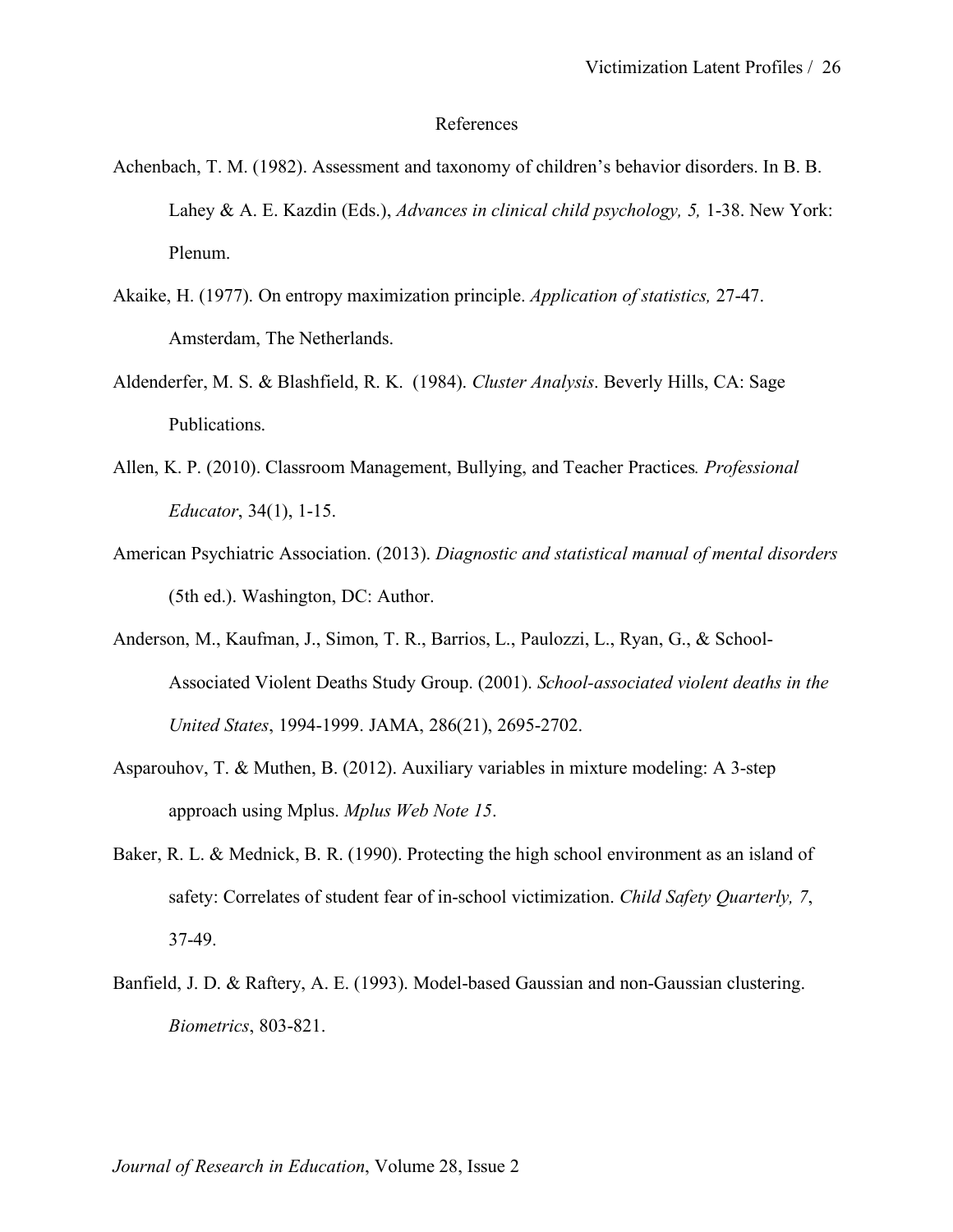# References

Achenbach, T. M. (1982). Assessment and taxonomy of children's behavior disorders. In B. B. Lahey & A. E. Kazdin (Eds.), *Advances in clinical child psychology, 5,* 1-38. New York: Plenum.

Akaike, H. (1977). On entropy maximization principle. *Application of statistics,* 27-47. Amsterdam, The Netherlands.

Aldenderfer, M. S. & Blashfield, R. K. (1984). *Cluster Analysis*. Beverly Hills, CA: Sage Publications.

Allen, K. P. (2010). Classroom Management, Bullying, and Teacher Practices*. Professional Educator*, 34(1), 1-15.

American Psychiatric Association. (2013). *Diagnostic and statistical manual of mental disorders* (5th ed.). Washington, DC: Author.

Anderson, M., Kaufman, J., Simon, T. R., Barrios, L., Paulozzi, L., Ryan, G., & School-Associated Violent Deaths Study Group. (2001). *School-associated violent deaths in the United States*, 1994-1999. JAMA, 286(21), 2695-2702.

Asparouhov, T. & Muthen, B. (2012). Auxiliary variables in mixture modeling: A 3-step approach using Mplus. *Mplus Web Note 15*.

Baker, R. L. & Mednick, B. R. (1990). Protecting the high school environment as an island of safety: Correlates of student fear of in-school victimization. *Child Safety Quarterly, 7*, 37-49.

Banfield, J. D. & Raftery, A. E. (1993). Model-based Gaussian and non-Gaussian clustering. *Biometrics*, 803-821.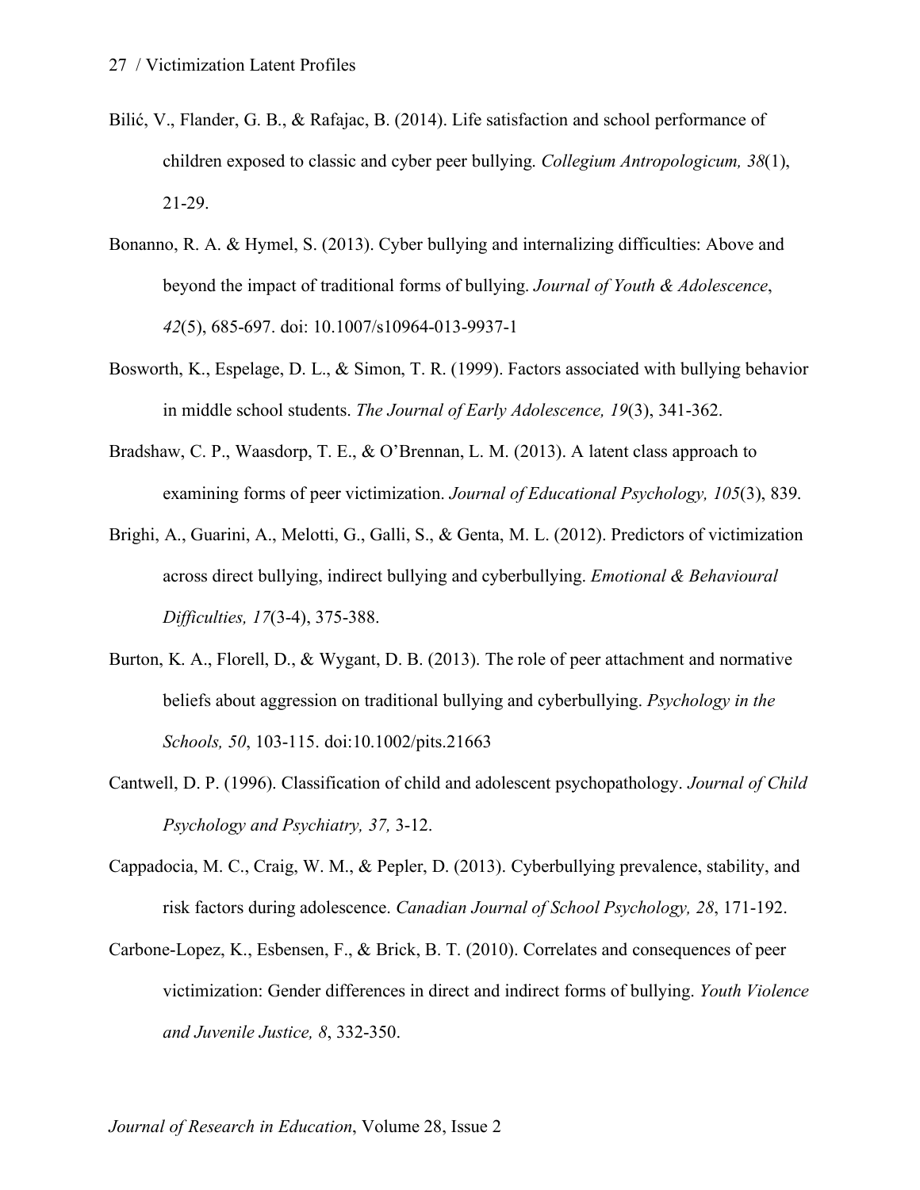Bilić, V., Flander, G. B., & Rafajac, B. (2014). Life satisfaction and school performance of children exposed to classic and cyber peer bullying. *Collegium Antropologicum, 38*(1), 21-29.

Bonanno, R. A. & Hymel, S. (2013). Cyber bullying and internalizing difficulties: Above and beyond the impact of traditional forms of bullying. *Journal of Youth & Adolescence*, *42*(5), 685-697. doi: 10.1007/s10964-013-9937-1

Bosworth, K., Espelage, D. L., & Simon, T. R. (1999). Factors associated with bullying behavior in middle school students. *The Journal of Early Adolescence, 19*(3), 341-362.

Bradshaw, C. P., Waasdorp, T. E., & O'Brennan, L. M. (2013). A latent class approach to examining forms of peer victimization. *Journal of Educational Psychology, 105*(3), 839.

Brighi, A., Guarini, A., Melotti, G., Galli, S., & Genta, M. L. (2012). Predictors of victimization across direct bullying, indirect bullying and cyberbullying. *Emotional & Behavioural Difficulties, 17*(3-4), 375-388.

Burton, K. A., Florell, D., & Wygant, D. B. (2013). The role of peer attachment and normative beliefs about aggression on traditional bullying and cyberbullying. *Psychology in the Schools, 50*, 103-115. doi:10.1002/pits.21663

Cantwell, D. P. (1996). Classification of child and adolescent psychopathology. *Journal of Child Psychology and Psychiatry, 37,* 3-12.

Cappadocia, M. C., Craig, W. M., & Pepler, D. (2013). Cyberbullying prevalence, stability, and risk factors during adolescence. *Canadian Journal of School Psychology, 28*, 171-192.

Carbone-Lopez, K., Esbensen, F., & Brick, B. T. (2010). Correlates and consequences of peer victimization: Gender differences in direct and indirect forms of bullying. *Youth Violence and Juvenile Justice, 8*, 332-350.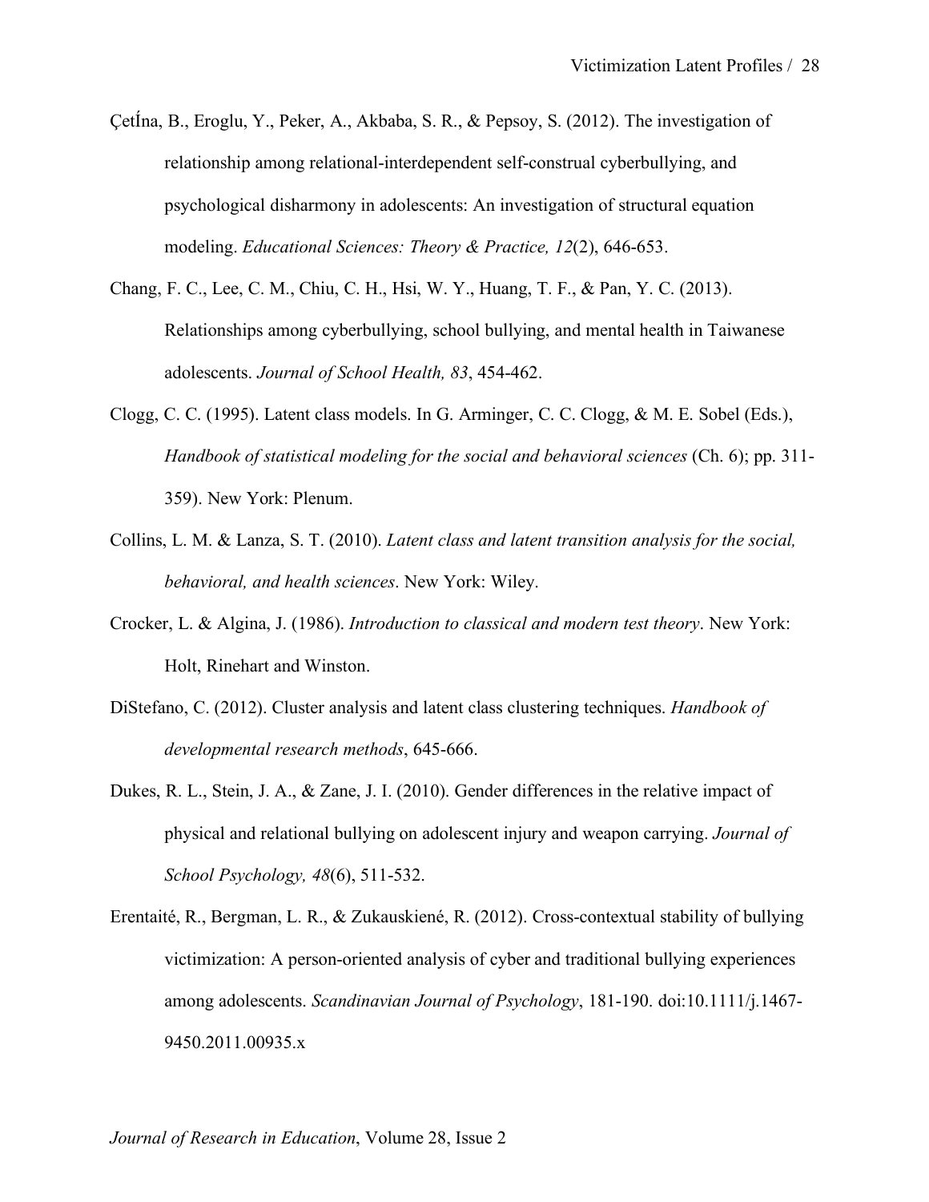ÇetÍna, B., Eroglu, Y., Peker, A., Akbaba, S. R., & Pepsoy, S. (2012). The investigation of relationship among relational-interdependent self-construal cyberbullying, and psychological disharmony in adolescents: An investigation of structural equation modeling. *Educational Sciences: Theory & Practice, 12*(2), 646-653.

Chang, F. C., Lee, C. M., Chiu, C. H., Hsi, W. Y., Huang, T. F., & Pan, Y. C. (2013). Relationships among cyberbullying, school bullying, and mental health in Taiwanese adolescents. *Journal of School Health, 83*, 454-462.

Clogg, C. C. (1995). Latent class models. In G. Arminger, C. C. Clogg, & M. E. Sobel (Eds.), *Handbook of statistical modeling for the social and behavioral sciences* (Ch. 6); pp. 311-359). New York: Plenum.

Collins, L. M. & Lanza, S. T. (2010). *Latent class and latent transition analysis for the social, behavioral, and health sciences*. New York: Wiley.

Crocker, L. & Algina, J. (1986). *Introduction to classical and modern test theory*. New York: Holt, Rinehart and Winston.

DiStefano, C. (2012). Cluster analysis and latent class clustering techniques. *Handbook of developmental research methods*, 645-666.

Dukes, R. L., Stein, J. A., & Zane, J. I. (2010). Gender differences in the relative impact of physical and relational bullying on adolescent injury and weapon carrying. *Journal of School Psychology, 48*(6), 511-532.

Erentaité, R., Bergman, L. R., & Zukauskiené, R. (2012). Cross-contextual stability of bullying victimization: A person-oriented analysis of cyber and traditional bullying experiences among adolescents. *Scandinavian Journal of Psychology*, 181-190. doi:10.1111/j.1467-9450.2011.00935.x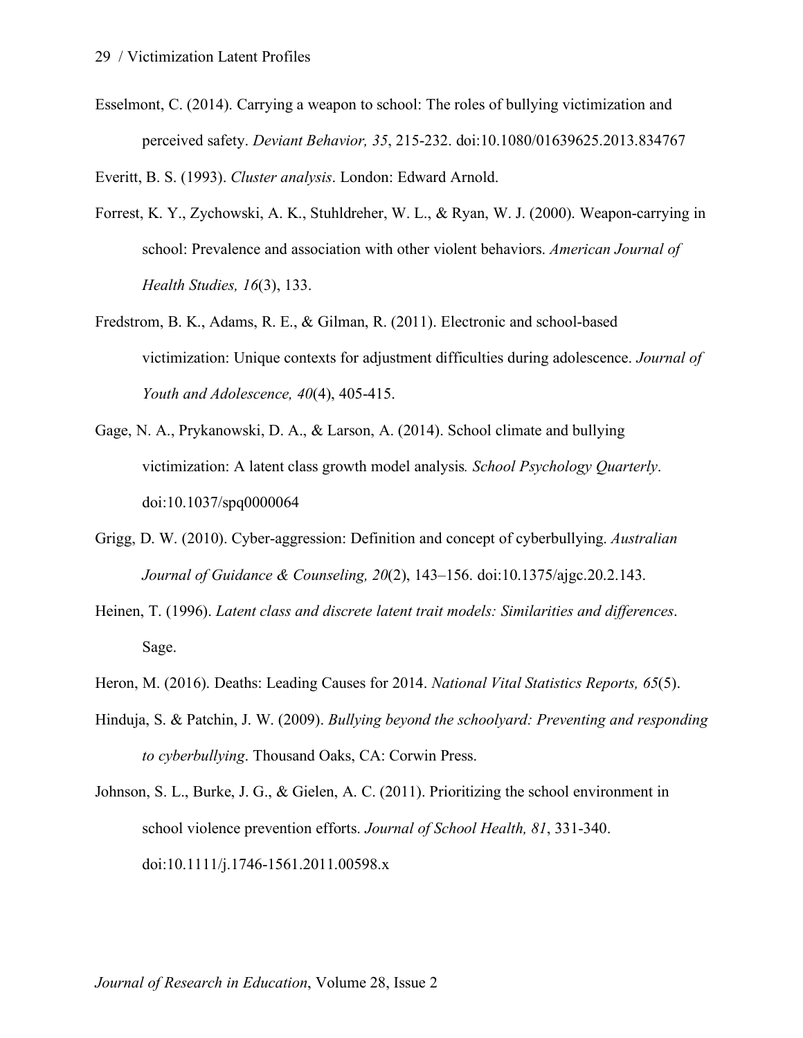Esselmont, C. (2014). Carrying a weapon to school: The roles of bullying victimization and perceived safety. *Deviant Behavior, 35*, 215-232. doi:10.1080/01639625.2013.834767

Everitt, B. S. (1993). *Cluster analysis*. London: Edward Arnold.

Forrest, K. Y., Zychowski, A. K., Stuhldreher, W. L., & Ryan, W. J. (2000). Weapon-carrying in school: Prevalence and association with other violent behaviors. *American Journal of Health Studies, 16*(3), 133.

Fredstrom, B. K., Adams, R. E., & Gilman, R. (2011). Electronic and school-based victimization: Unique contexts for adjustment difficulties during adolescence. *Journal of Youth and Adolescence, 40*(4), 405-415.

Gage, N. A., Prykanowski, D. A., & Larson, A. (2014). School climate and bullying victimization: A latent class growth model analysis*. School Psychology Quarterly*. doi:10.1037/spq0000064

Grigg, D. W. (2010). Cyber-aggression: Definition and concept of cyberbullying. *Australian Journal of Guidance & Counseling, 20*(2), 143–156. doi:10.1375/ajgc.20.2.143.

Heinen, T. (1996). *Latent class and discrete latent trait models: Similarities and differences*. Sage.

Heron, M. (2016). Deaths: Leading Causes for 2014. *National Vital Statistics Reports, 65*(5).

Hinduja, S. & Patchin, J. W. (2009). *Bullying beyond the schoolyard: Preventing and responding to cyberbullying*. Thousand Oaks, CA: Corwin Press.

Johnson, S. L., Burke, J. G., & Gielen, A. C. (2011). Prioritizing the school environment in school violence prevention efforts. *Journal of School Health, 81*, 331-340. doi:10.1111/j.1746-1561.2011.00598.x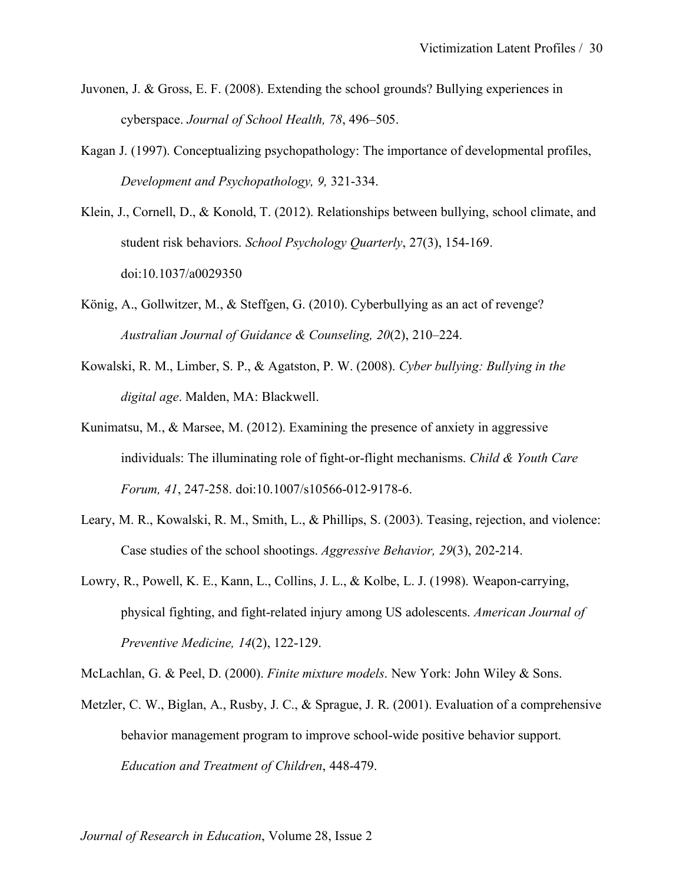Juvonen, J. & Gross, E. F. (2008). Extending the school grounds? Bullying experiences in cyberspace. *Journal of School Health, 78*, 496–505.

Kagan J. (1997). Conceptualizing psychopathology: The importance of developmental profiles, *Development and Psychopathology, 9,* 321-334.

Klein, J., Cornell, D., & Konold, T. (2012). Relationships between bullying, school climate, and student risk behaviors. *School Psychology Quarterly*, 27(3), 154-169. doi:10.1037/a0029350

König, A., Gollwitzer, M., & Steffgen, G. (2010). Cyberbullying as an act of revenge? *Australian Journal of Guidance & Counseling, 20*(2), 210–224.

Kowalski, R. M., Limber, S. P., & Agatston, P. W. (2008). *Cyber bullying: Bullying in the digital age*. Malden, MA: Blackwell.

Kunimatsu, M., & Marsee, M. (2012). Examining the presence of anxiety in aggressive individuals: The illuminating role of fight-or-flight mechanisms. *Child & Youth Care Forum, 41*, 247-258. doi:10.1007/s10566-012-9178-6.

Leary, M. R., Kowalski, R. M., Smith, L., & Phillips, S. (2003). Teasing, rejection, and violence: Case studies of the school shootings. *Aggressive Behavior, 29*(3), 202-214.

Lowry, R., Powell, K. E., Kann, L., Collins, J. L., & Kolbe, L. J. (1998). Weapon-carrying, physical fighting, and fight-related injury among US adolescents. *American Journal of Preventive Medicine, 14*(2), 122-129.

McLachlan, G. & Peel, D. (2000). *Finite mixture models*. New York: John Wiley & Sons.

Metzler, C. W., Biglan, A., Rusby, J. C., & Sprague, J. R. (2001). Evaluation of a comprehensive behavior management program to improve school-wide positive behavior support. *Education and Treatment of Children*, 448-479.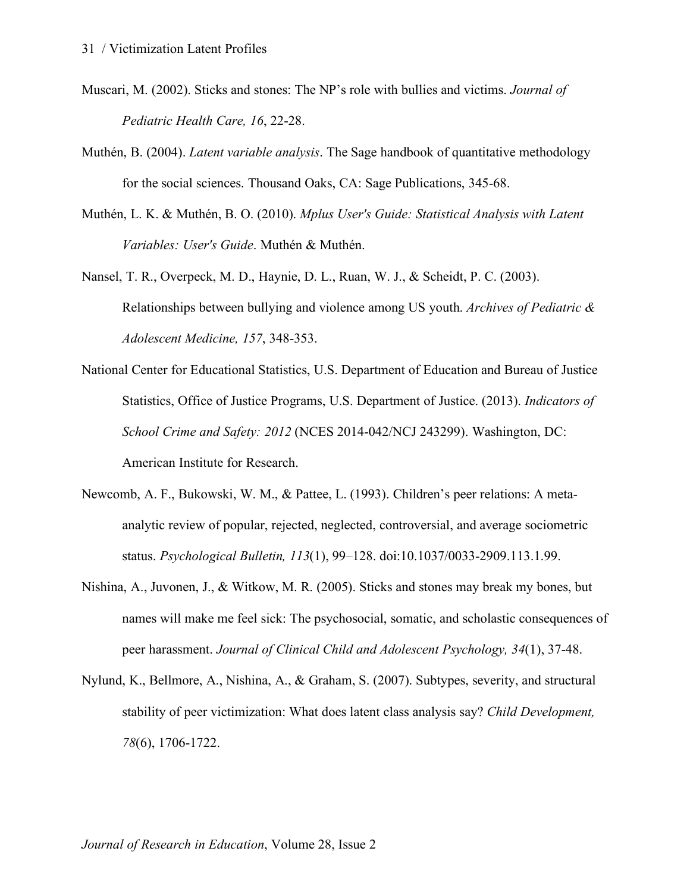Muscari, M. (2002). Sticks and stones: The NP's role with bullies and victims. *Journal of Pediatric Health Care, 16*, 22-28.

Muthén, B. (2004). *Latent variable analysis*. The Sage handbook of quantitative methodology for the social sciences. Thousand Oaks, CA: Sage Publications, 345-68.

Muthén, L. K. & Muthén, B. O. (2010). *Mplus User's Guide: Statistical Analysis with Latent Variables: User's Guide*. Muthén & Muthén.

Nansel, T. R., Overpeck, M. D., Haynie, D. L., Ruan, W. J., & Scheidt, P. C. (2003). Relationships between bullying and violence among US youth. *Archives of Pediatric & Adolescent Medicine, 157*, 348-353.

National Center for Educational Statistics, U.S. Department of Education and Bureau of Justice Statistics, Office of Justice Programs, U.S. Department of Justice. (2013). *Indicators of School Crime and Safety: 2012* (NCES 2014-042/NCJ 243299). Washington, DC: American Institute for Research.

Newcomb, A. F., Bukowski, W. M., & Pattee, L. (1993). Children's peer relations: A meta-analytic review of popular, rejected, neglected, controversial, and average sociometric status. *Psychological Bulletin, 113*(1), 99–128. doi:10.1037/0033-2909.113.1.99.

Nishina, A., Juvonen, J., & Witkow, M. R. (2005). Sticks and stones may break my bones, but names will make me feel sick: The psychosocial, somatic, and scholastic consequences of peer harassment. *Journal of Clinical Child and Adolescent Psychology, 34*(1), 37-48.

Nylund, K., Bellmore, A., Nishina, A., & Graham, S. (2007). Subtypes, severity, and structural stability of peer victimization: What does latent class analysis say? *Child Development, 78*(6), 1706-1722.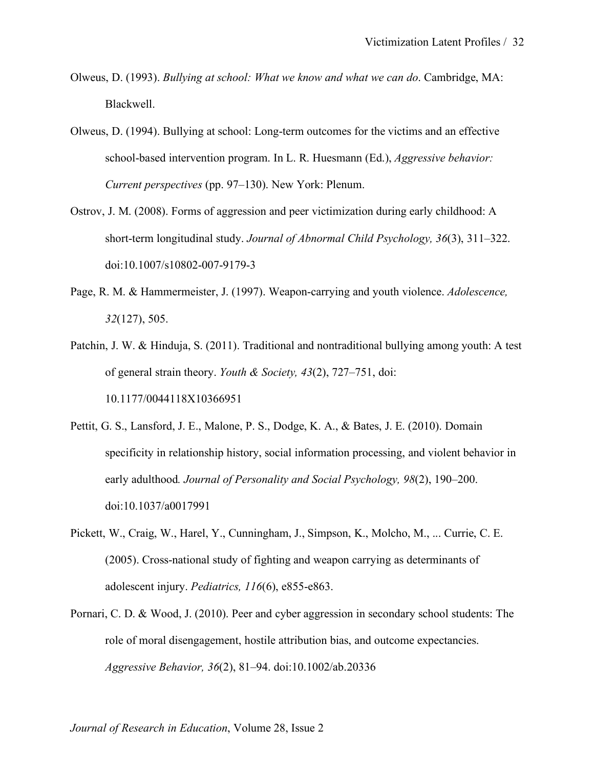Olweus, D. (1993). *Bullying at school: What we know and what we can do*. Cambridge, MA: Blackwell.

Olweus, D. (1994). Bullying at school: Long-term outcomes for the victims and an effective school-based intervention program. In L. R. Huesmann (Ed.), *Aggressive behavior: Current perspectives* (pp. 97–130). New York: Plenum.

Ostrov, J. M. (2008). Forms of aggression and peer victimization during early childhood: A short-term longitudinal study. *Journal of Abnormal Child Psychology, 36*(3), 311–322. doi:10.1007/s10802-007-9179-3

Page, R. M. & Hammermeister, J. (1997). Weapon-carrying and youth violence. *Adolescence, 32*(127), 505.

Patchin, J. W. & Hinduja, S. (2011). Traditional and nontraditional bullying among youth: A test of general strain theory. *Youth & Society, 43*(2), 727–751, doi: 10.1177/0044118X10366951

Pettit, G. S., Lansford, J. E., Malone, P. S., Dodge, K. A., & Bates, J. E. (2010). Domain specificity in relationship history, social information processing, and violent behavior in early adulthood*. Journal of Personality and Social Psychology, 98*(2), 190–200. doi:10.1037/a0017991

Pickett, W., Craig, W., Harel, Y., Cunningham, J., Simpson, K., Molcho, M., ... Currie, C. E. (2005). Cross-national study of fighting and weapon carrying as determinants of adolescent injury. *Pediatrics, 116*(6), e855-e863.

Pornari, C. D. & Wood, J. (2010). Peer and cyber aggression in secondary school students: The role of moral disengagement, hostile attribution bias, and outcome expectancies. *Aggressive Behavior, 36*(2), 81–94. doi:10.1002/ab.20336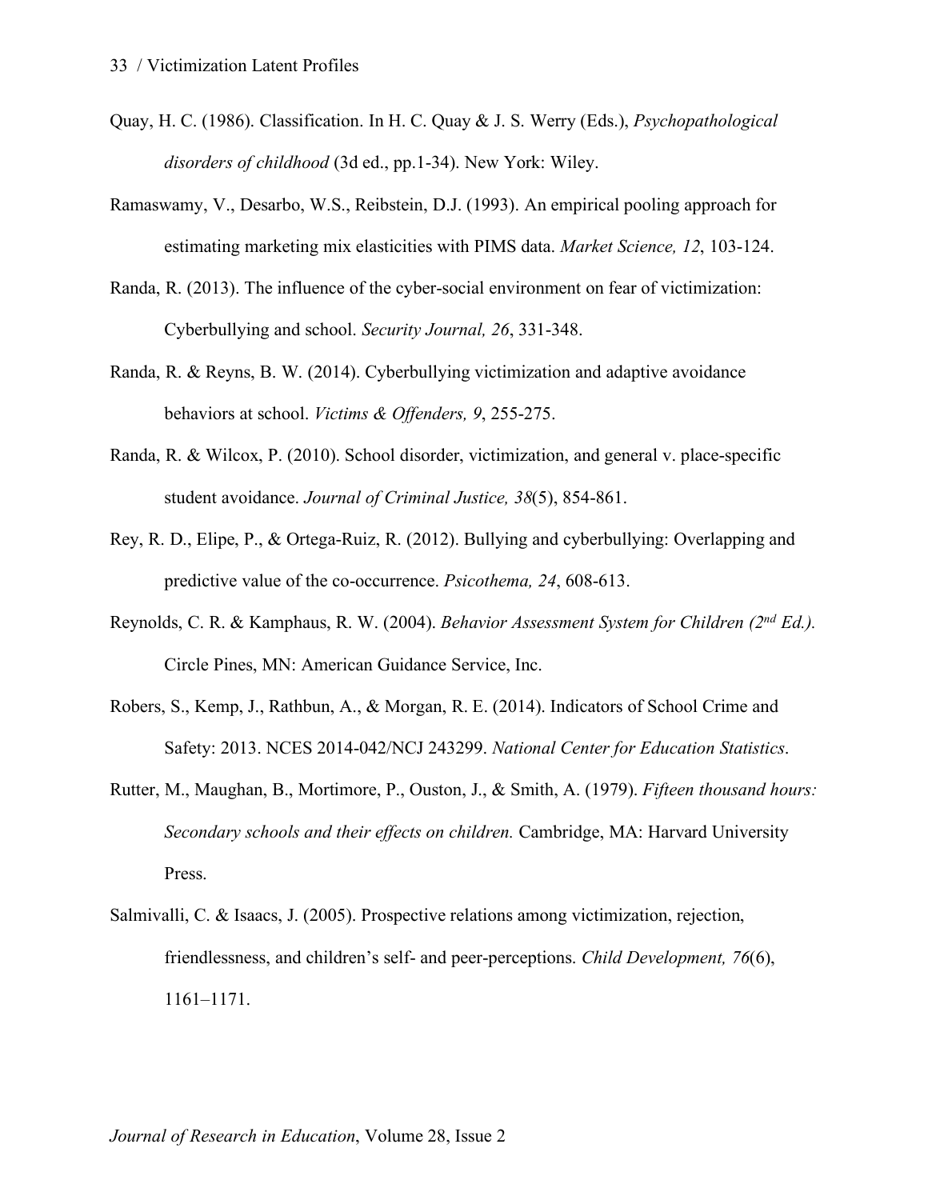Quay, H. C. (1986). Classification. In H. C. Quay & J. S. Werry (Eds.), *Psychopathological disorders of childhood* (3d ed., pp.1-34). New York: Wiley.

Ramaswamy, V., Desarbo, W.S., Reibstein, D.J. (1993). An empirical pooling approach for estimating marketing mix elasticities with PIMS data. *Market Science, 12*, 103-124.

Randa, R. (2013). The influence of the cyber-social environment on fear of victimization: Cyberbullying and school. *Security Journal, 26*, 331-348.

Randa, R. & Reyns, B. W. (2014). Cyberbullying victimization and adaptive avoidance behaviors at school. *Victims & Offenders, 9*, 255-275.

Randa, R. & Wilcox, P. (2010). School disorder, victimization, and general v. place-specific student avoidance. *Journal of Criminal Justice, 38*(5), 854-861.

Rey, R. D., Elipe, P., & Ortega-Ruiz, R. (2012). Bullying and cyberbullying: Overlapping and predictive value of the co-occurrence. *Psicothema, 24*, 608-613.

Reynolds, C. R. & Kamphaus, R. W. (2004). *Behavior Assessment System for Children (2nd Ed.).* Circle Pines, MN: American Guidance Service, Inc.

Robers, S., Kemp, J., Rathbun, A., & Morgan, R. E. (2014). Indicators of School Crime and Safety: 2013. NCES 2014-042/NCJ 243299. *National Center for Education Statistics*.

Rutter, M., Maughan, B., Mortimore, P., Ouston, J., & Smith, A. (1979). *Fifteen thousand hours: Secondary schools and their effects on children.* Cambridge, MA: Harvard University Press.

Salmivalli, C. & Isaacs, J. (2005). Prospective relations among victimization, rejection, friendlessness, and children's self- and peer-perceptions. *Child Development, 76*(6), 1161–1171.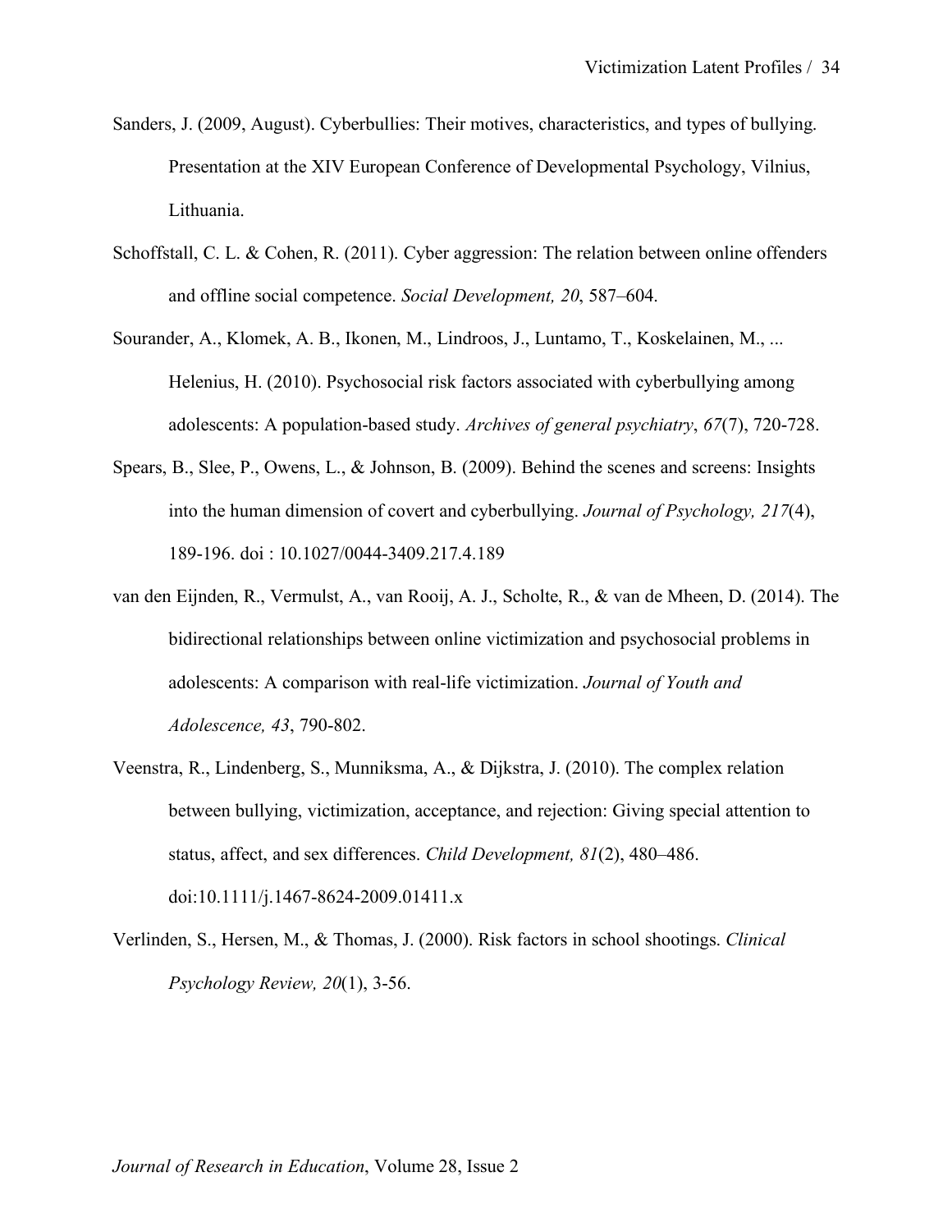Sanders, J. (2009, August). Cyberbullies: Their motives, characteristics, and types of bullying. Presentation at the XIV European Conference of Developmental Psychology, Vilnius, Lithuania.

Schoffstall, C. L. & Cohen, R. (2011). Cyber aggression: The relation between online offenders and offline social competence. *Social Development, 20*, 587–604.

Sourander, A., Klomek, A. B., Ikonen, M., Lindroos, J., Luntamo, T., Koskelainen, M., ... Helenius, H. (2010). Psychosocial risk factors associated with cyberbullying among adolescents: A population-based study. *Archives of general psychiatry*, *67*(7), 720-728.

Spears, B., Slee, P., Owens, L., & Johnson, B. (2009). Behind the scenes and screens: Insights into the human dimension of covert and cyberbullying. *Journal of Psychology, 217*(4), 189-196. doi : 10.1027/0044-3409.217.4.189

van den Eijnden, R., Vermulst, A., van Rooij, A. J., Scholte, R., & van de Mheen, D. (2014). The bidirectional relationships between online victimization and psychosocial problems in adolescents: A comparison with real-life victimization. *Journal of Youth and Adolescence, 43*, 790-802.

Veenstra, R., Lindenberg, S., Munniksma, A., & Dijkstra, J. (2010). The complex relation between bullying, victimization, acceptance, and rejection: Giving special attention to status, affect, and sex differences. *Child Development, 81*(2), 480–486. doi:10.1111/j.1467-8624-2009.01411.x

Verlinden, S., Hersen, M., & Thomas, J. (2000). Risk factors in school shootings. *Clinical Psychology Review, 20*(1), 3-56.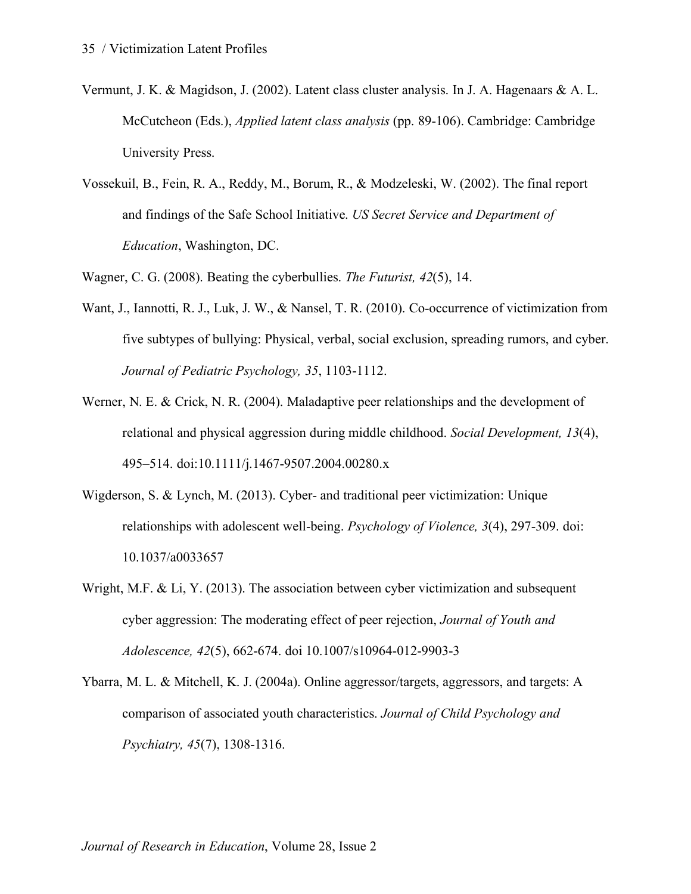Vermunt, J. K. & Magidson, J. (2002). Latent class cluster analysis. In J. A. Hagenaars & A. L. McCutcheon (Eds.), *Applied latent class analysis* (pp. 89-106). Cambridge: Cambridge University Press.

Vossekuil, B., Fein, R. A., Reddy, M., Borum, R., & Modzeleski, W. (2002). The final report and findings of the Safe School Initiative. *US Secret Service and Department of Education*, Washington, DC.

Wagner, C. G. (2008). Beating the cyberbullies. *The Futurist, 42*(5), 14.

Want, J., Iannotti, R. J., Luk, J. W., & Nansel, T. R. (2010). Co-occurrence of victimization from five subtypes of bullying: Physical, verbal, social exclusion, spreading rumors, and cyber. *Journal of Pediatric Psychology, 35*, 1103-1112.

Werner, N. E. & Crick, N. R. (2004). Maladaptive peer relationships and the development of relational and physical aggression during middle childhood. *Social Development, 13*(4), 495–514. doi:10.1111/j.1467-9507.2004.00280.x

Wigderson, S. & Lynch, M. (2013). Cyber- and traditional peer victimization: Unique relationships with adolescent well-being. *Psychology of Violence, 3*(4), 297-309. doi: 10.1037/a0033657

Wright, M.F. & Li, Y. (2013). The association between cyber victimization and subsequent cyber aggression: The moderating effect of peer rejection, *Journal of Youth and Adolescence, 42*(5), 662-674. doi 10.1007/s10964-012-9903-3

Ybarra, M. L. & Mitchell, K. J. (2004a). Online aggressor/targets, aggressors, and targets: A comparison of associated youth characteristics. *Journal of Child Psychology and Psychiatry, 45*(7), 1308-1316.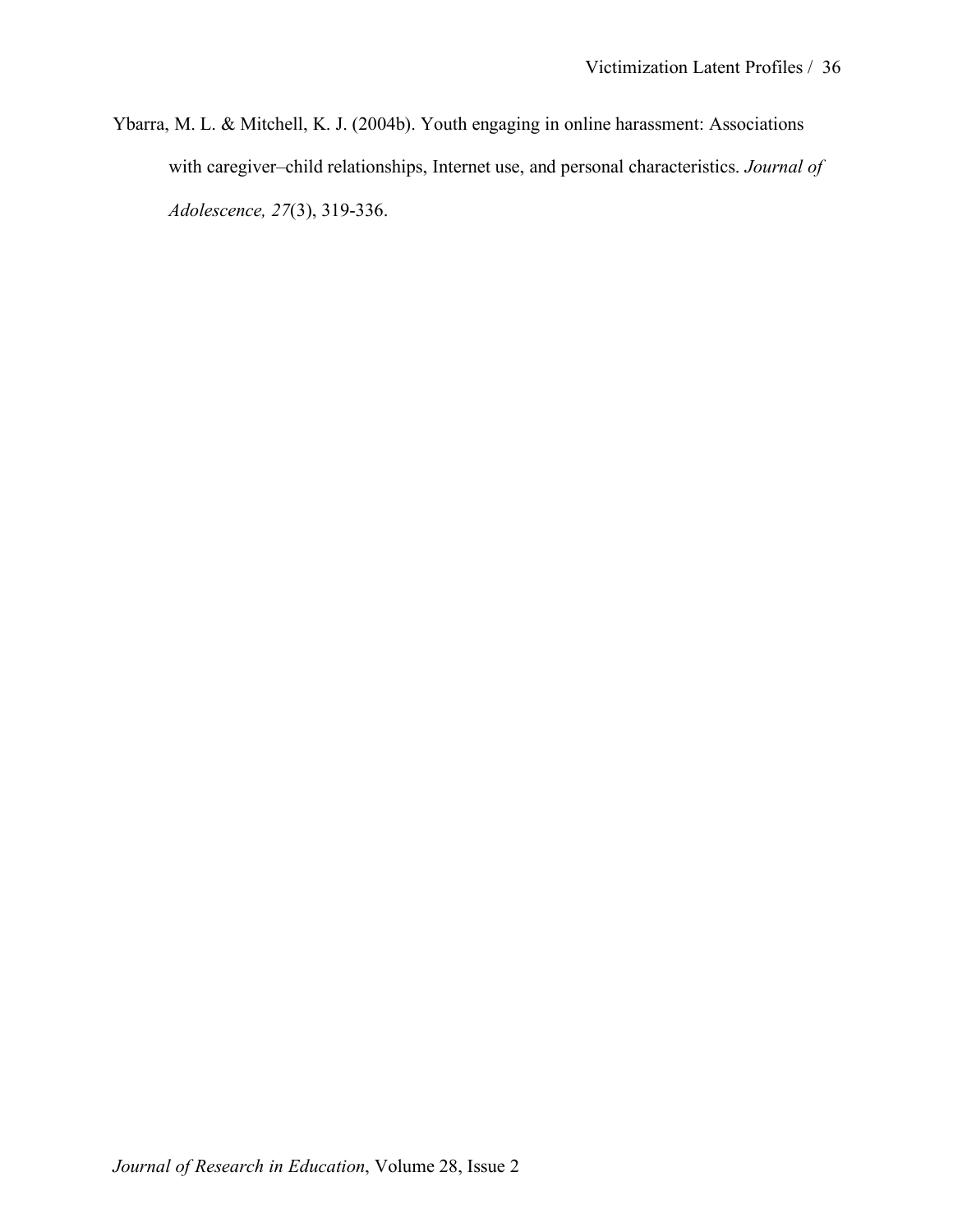Ybarra, M. L. & Mitchell, K. J. (2004b). Youth engaging in online harassment: Associations with caregiver–child relationships, Internet use, and personal characteristics. *Journal of Adolescence, 27*(3), 319-336.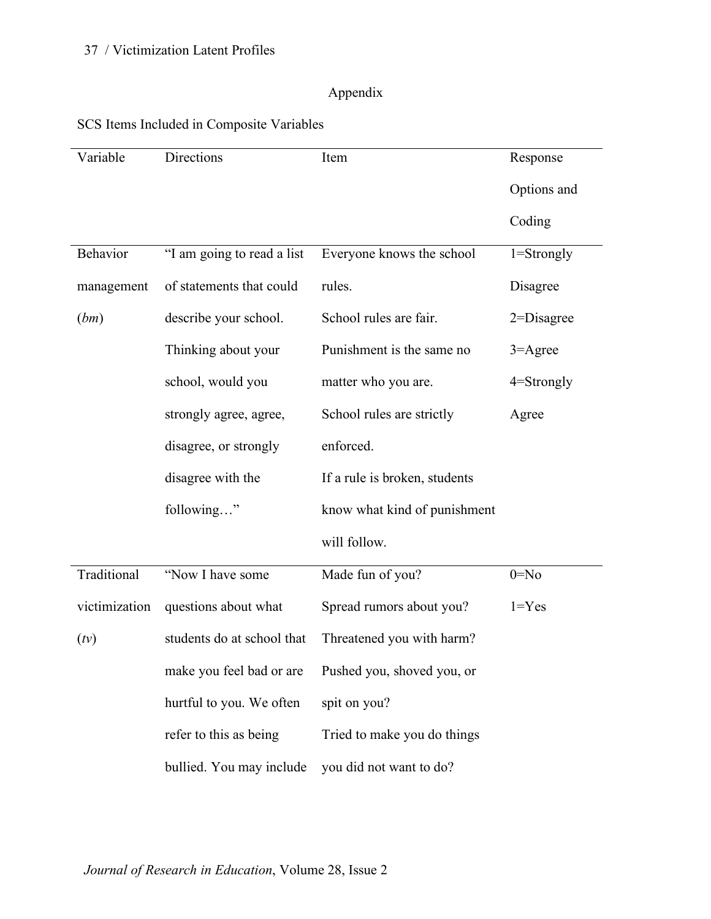## Appendix

SCS Items Included in Composite Variables

| Variable | Directions | Item | Response Options and Coding |
|---|---|---|---|
| Behavior management (*bm*) | "I am going to read a list of statements that could describe your school. Thinking about your school, would you strongly agree, agree, disagree, or strongly disagree with the following…" | Everyone knows the school rules.<br>School rules are fair.<br>Punishment is the same no matter who you are.<br>School rules are strictly enforced.<br>If a rule is broken, students know what kind of punishment will follow. | 1=Strongly Disagree<br>2=Disagree<br>3=Agree<br>4=Strongly Agree |
| Traditional victimization (*tv*) | "Now I have some questions about what students do at school that make you feel bad or are hurtful to you. We often refer to this as being bullied. You may include | Made fun of you?<br>Spread rumors about you?<br>Threatened you with harm?<br>Pushed you, shoved you, or spit on you?<br>Tried to make you do things you did not want to do? | 0=No<br>1=Yes |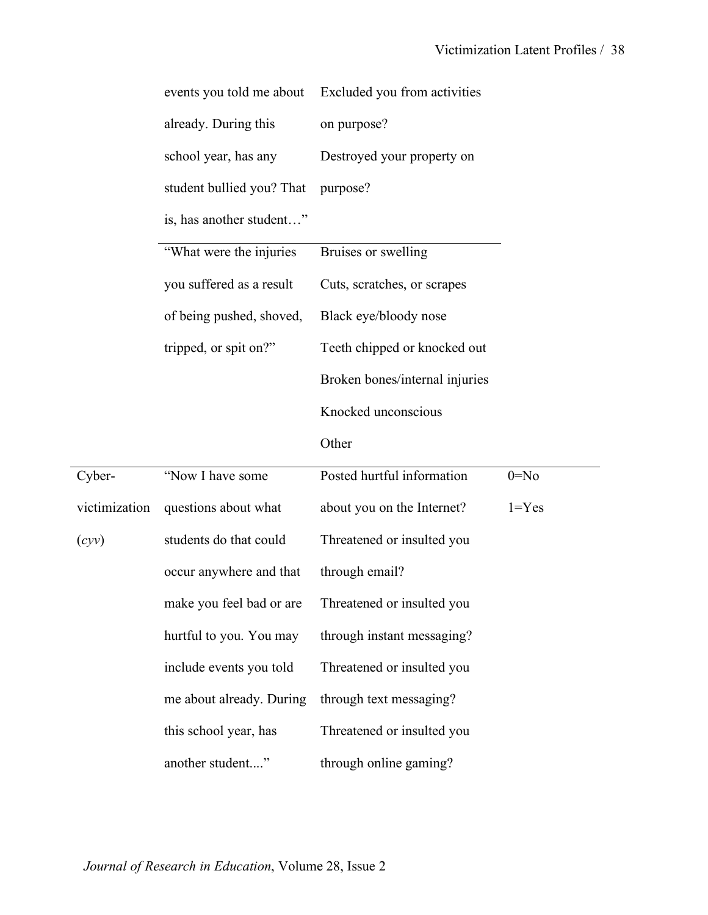| | | | |
|---|---|---|---|
| | events you told me about already. During this school year, has any student bullied you? That is, has another student…" | Excluded you from activities on purpose?<br>Destroyed your property on purpose? | |
| | "What were the injuries you suffered as a result of being pushed, shoved, tripped, or spit on?" | Bruises or swelling<br>Cuts, scratches, or scrapes<br>Black eye/bloody nose<br>Teeth chipped or knocked out<br>Broken bones/internal injuries<br>Knocked unconscious<br>Other | |
| Cyber-victimization (*cyv*) | "Now I have some questions about what students do that could occur anywhere and that make you feel bad or are hurtful to you. You may include events you told me about already. During this school year, has another student...." | Posted hurtful information about you on the Internet?<br>Threatened or insulted you through email?<br>Threatened or insulted you through instant messaging?<br>Threatened or insulted you through text messaging?<br>Threatened or insulted you through online gaming? | 0=No<br>1=Yes |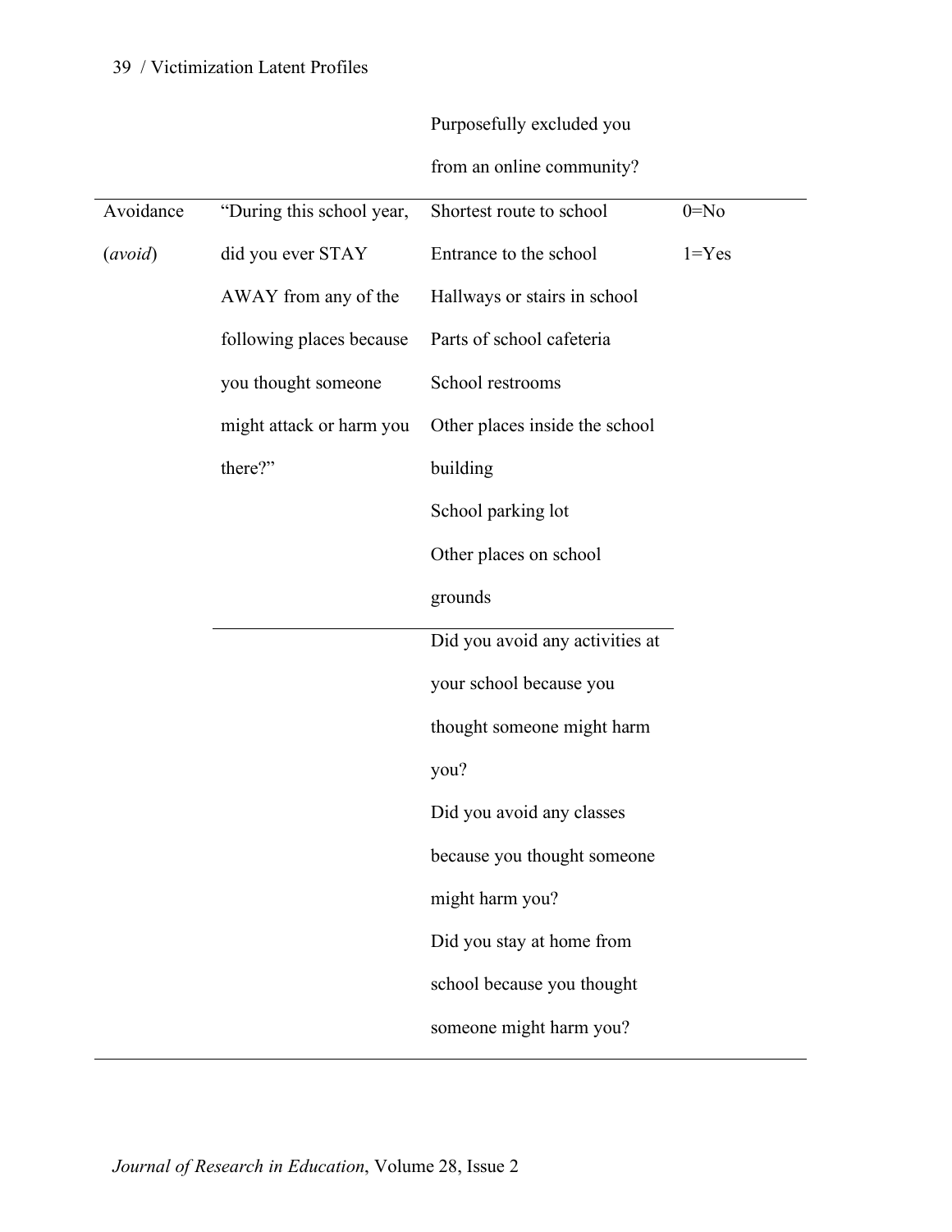| | | | |
|---|---|---|---|
| | | Purposefully excluded you from an online community? | |
| Avoidance (*avoid*) | "During this school year, did you ever STAY AWAY from any of the following places because you thought someone might attack or harm you there?" | Shortest route to school | 0=No |
| | | Entrance to the school | 1=Yes |
| | | Hallways or stairs in school | |
| | | Parts of school cafeteria | |
| | | School restrooms | |
| | | Other places inside the school building | |
| | | School parking lot | |
| | | Other places on school grounds | |
| | | Did you avoid any activities at your school because you thought someone might harm you? | |
| | | Did you avoid any classes because you thought someone might harm you? | |
| | | Did you stay at home from school because you thought someone might harm you? | |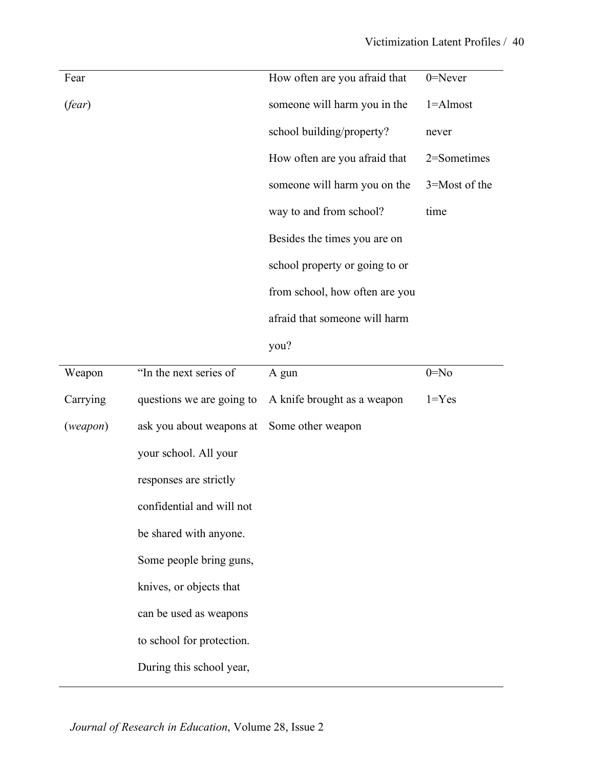| | | | |
|---|---|---|---|
| Fear (*fear*) | | How often are you afraid that someone will harm you in the school building/property?<br>How often are you afraid that someone will harm you on the way to and from school?<br>Besides the times you are on school property or going to or from school, how often are you afraid that someone will harm you? | 0=Never<br>1=Almost never<br>2=Sometimes<br>3=Most of the time |
| Weapon Carrying (*weapon*) | "In the next series of questions we are going to ask you about weapons at your school. All your responses are strictly confidential and will not be shared with anyone. Some people bring guns, knives, or objects that can be used as weapons to school for protection. During this school year, | A gun<br>A knife brought as a weapon<br>Some other weapon | 0=No<br>1=Yes |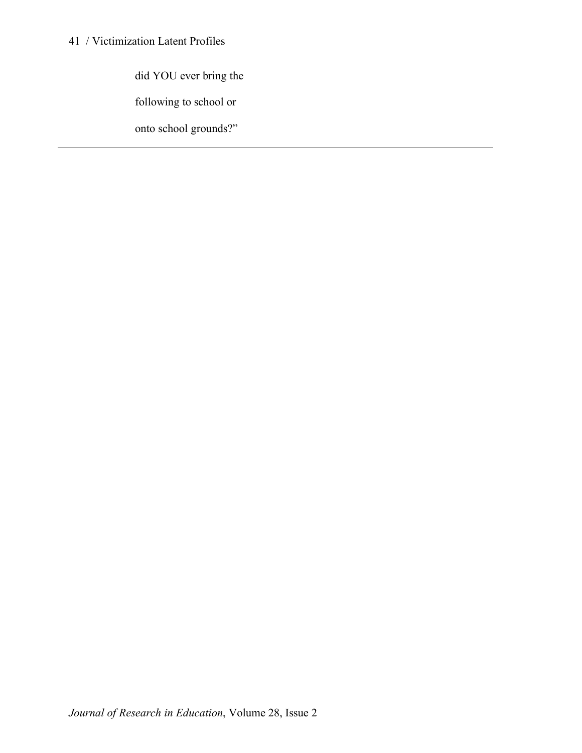did YOU ever bring the

following to school or

onto school grounds?"

---